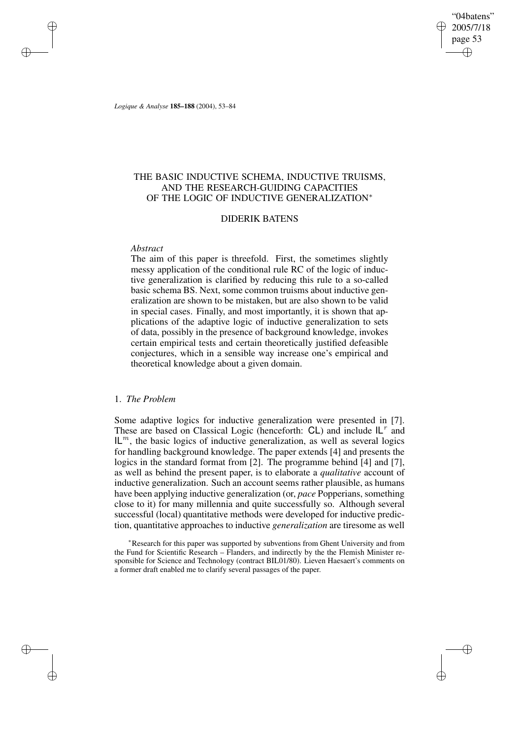# THE BASIC INDUCTIVE SCHEMA, INDUCTIVE TRUISMS, AND THE RESEARCH-GUIDING CAPACITIES OF THE LOGIC OF INDUCTIVE GENERALIZATION*

DIDERIK BATENS

*Abstract*

The aim of this paper is threefold. First, the sometimes slightly messy application of the conditional rule RC of the logic of inductive generalization is clarified by reducing this rule to a so-called basic schema BS. Next, some common truisms about inductive generalization are shown to be mistaken, but are also shown to be valid in special cases. Finally, and most importantly, it is shown that applications of the adaptive logic of inductive generalization to sets of data, possibly in the presence of background knowledge, invokes certain empirical tests and certain theoretically justified defeasible conjectures, which in a sensible way increase one's empirical and theoretical knowledge about a given domain.

## 1. *The Problem*

Some adaptive logics for inductive generalization were presented in [7]. These are based on Classical Logic (henceforth: $\mathsf{CL}$) and include $\mathsf{IL}^r$ and $\mathsf{IL}^m$, the basic logics of inductive generalization, as well as several logics for handling background knowledge. The paper extends [4] and presents the logics in the standard format from [2]. The programme behind [4] and [7], as well as behind the present paper, is to elaborate a *qualitative* account of inductive generalization. Such an account seems rather plausible, as humans have been applying inductive generalization (or, *pace* Popperians, something close to it) for many millennia and quite successfully so. Although several successful (local) quantitative methods were developed for inductive prediction, quantitative approaches to inductive *generalization* are tiresome as well

*Research for this paper was supported by subventions from Ghent University and from the Fund for Scientific Research – Flanders, and indirectly by the the Flemish Minister responsible for Science and Technology (contract BIL01/80). Lieven Haesaert's comments on a former draft enabled me to clarify several passages of the paper.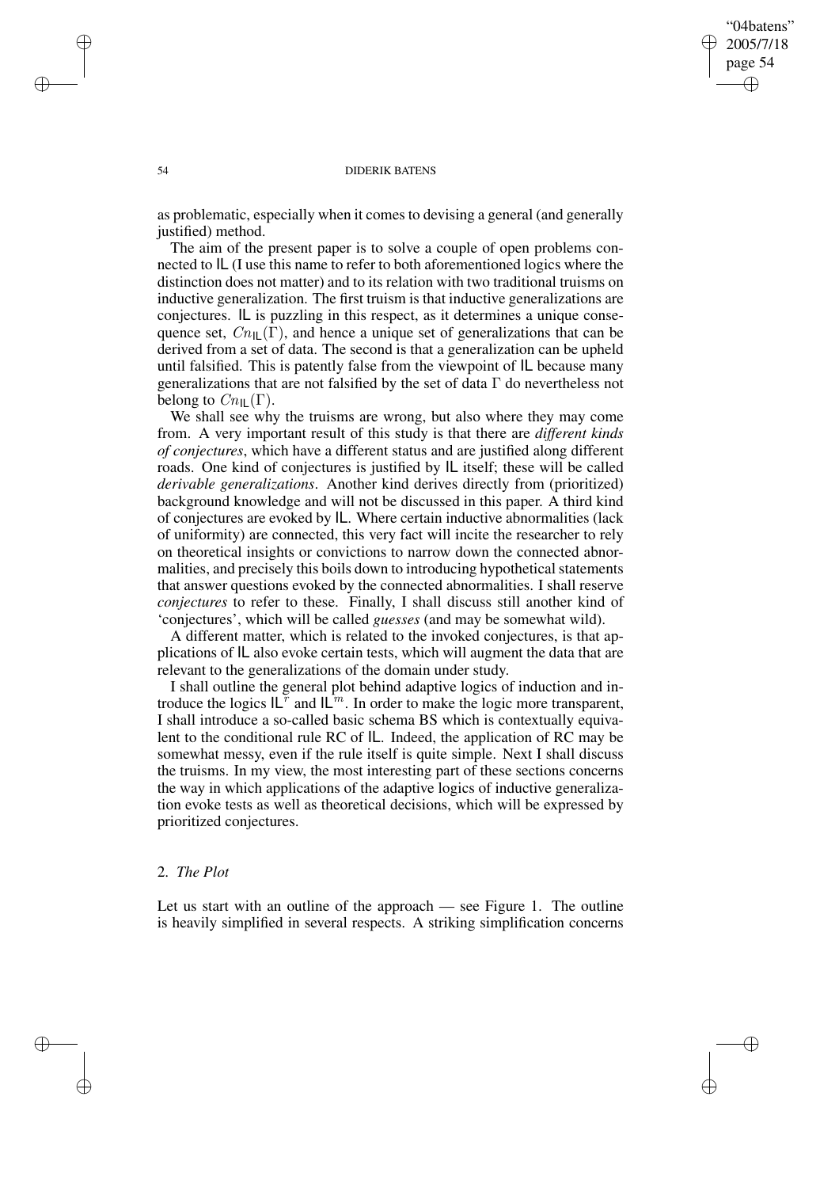as problematic, especially when it comes to devising a general (and generally justified) method.

The aim of the present paper is to solve a couple of open problems connected to IL (I use this name to refer to both aforementioned logics where the distinction does not matter) and to its relation with two traditional truisms on inductive generalization. The first truism is that inductive generalizations are conjectures. IL is puzzling in this respect, as it determines a unique consequence set, $Cn_{\mathsf{IL}}(\Gamma)$, and hence a unique set of generalizations that can be derived from a set of data. The second is that a generalization can be upheld until falsified. This is patently false from the viewpoint of IL because many generalizations that are not falsified by the set of data $\Gamma$ do nevertheless not belong to $Cn_{\mathsf{IL}}(\Gamma)$.

We shall see why the truisms are wrong, but also where they may come from. A very important result of this study is that there are *different kinds of conjectures*, which have a different status and are justified along different roads. One kind of conjectures is justified by IL itself; these will be called *derivable generalizations*. Another kind derives directly from (prioritized) background knowledge and will not be discussed in this paper. A third kind of conjectures are evoked by IL. Where certain inductive abnormalities (lack of uniformity) are connected, this very fact will incite the researcher to rely on theoretical insights or convictions to narrow down the connected abnormalities, and precisely this boils down to introducing hypothetical statements that answer questions evoked by the connected abnormalities. I shall reserve *conjectures* to refer to these. Finally, I shall discuss still another kind of 'conjectures', which will be called *guesses* (and may be somewhat wild).

A different matter, which is related to the invoked conjectures, is that applications of IL also evoke certain tests, which will augment the data that are relevant to the generalizations of the domain under study.

I shall outline the general plot behind adaptive logics of induction and introduce the logics $\mathsf{IL}^r$ and $\mathsf{IL}^m$. In order to make the logic more transparent, I shall introduce a so-called basic schema BS which is contextually equivalent to the conditional rule RC of IL. Indeed, the application of RC may be somewhat messy, even if the rule itself is quite simple. Next I shall discuss the truisms. In my view, the most interesting part of these sections concerns the way in which applications of the adaptive logics of inductive generalization evoke tests as well as theoretical decisions, which will be expressed by prioritized conjectures.

## 2. *The Plot*

Let us start with an outline of the approach — see Figure 1. The outline is heavily simplified in several respects. A striking simplification concerns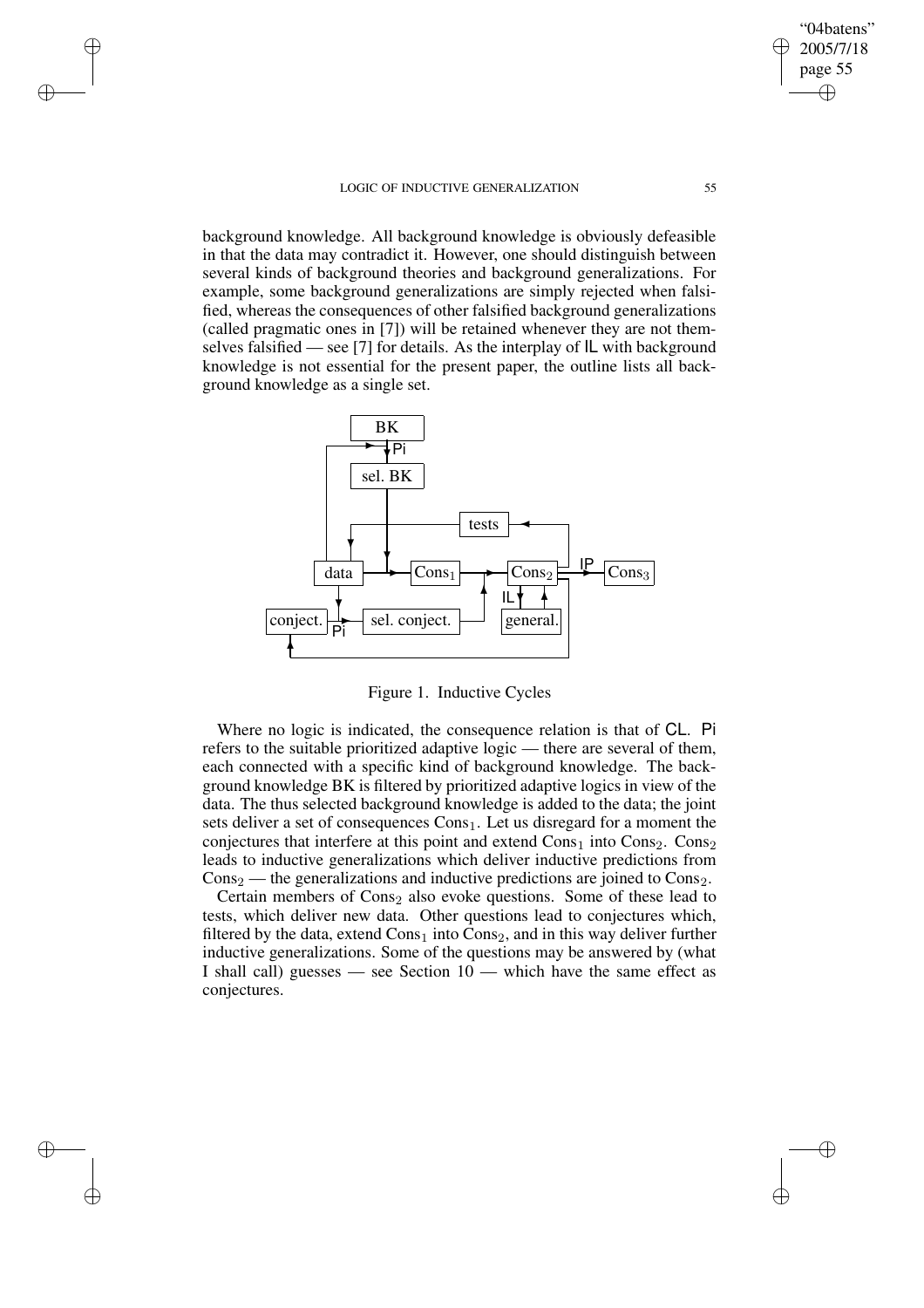background knowledge. All background knowledge is obviously defeasible in that the data may contradict it. However, one should distinguish between several kinds of background theories and background generalizations. For example, some background generalizations are simply rejected when falsified, whereas the consequences of other falsified background generalizations (called pragmatic ones in [7]) will be retained whenever they are not themselves falsified — see [7] for details. As the interplay of IL with background knowledge is not essential for the present paper, the outline lists all background knowledge as a single set.

Figure 1. Inductive Cycles

Where no logic is indicated, the consequence relation is that of CL. Pi refers to the suitable prioritized adaptive logic — there are several of them, each connected with a specific kind of background knowledge. The background knowledge BK is filtered by prioritized adaptive logics in view of the data. The thus selected background knowledge is added to the data; the joint sets deliver a set of consequences $\text{Cons}_1$. Let us disregard for a moment the conjectures that interfere at this point and extend $\text{Cons}_1$ into $\text{Cons}_2$. $\text{Cons}_2$ leads to inductive generalizations which deliver inductive predictions from $\text{Cons}_2$ — the generalizations and inductive predictions are joined to $\text{Cons}_2$.

Certain members of $\text{Cons}_2$ also evoke questions. Some of these lead to tests, which deliver new data. Other questions lead to conjectures which, filtered by the data, extend $\text{Cons}_1$ into $\text{Cons}_2$, and in this way deliver further inductive generalizations. Some of the questions may be answered by (what I shall call) guesses — see Section 10 — which have the same effect as conjectures.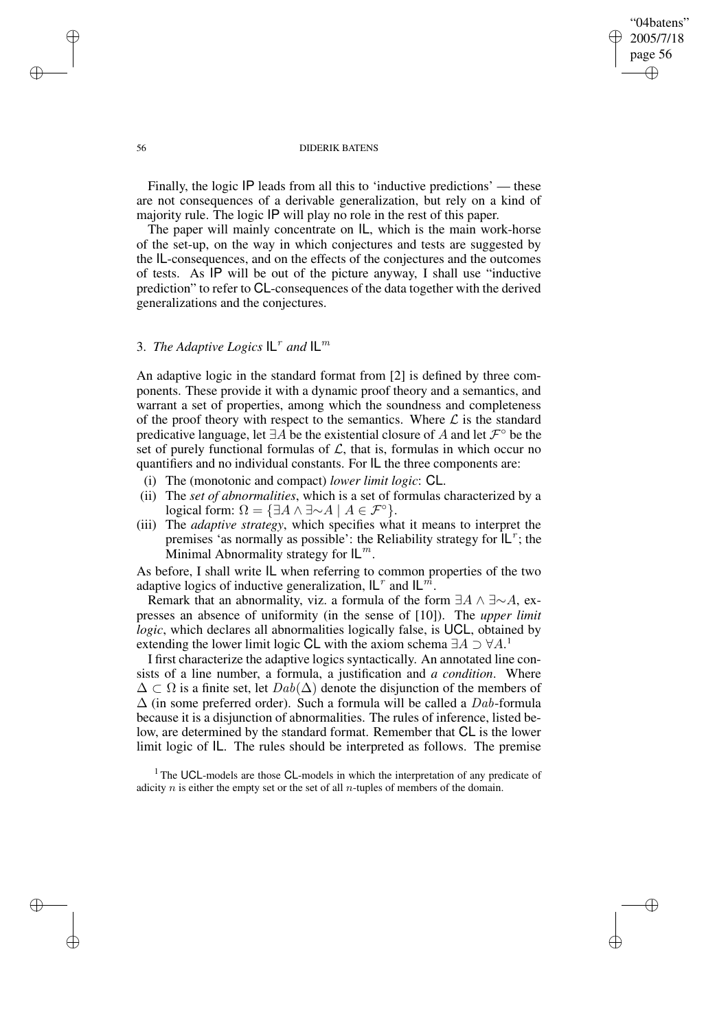Finally, the logic IP leads from all this to 'inductive predictions' — these are not consequences of a derivable generalization, but rely on a kind of majority rule. The logic IP will play no role in the rest of this paper.

The paper will mainly concentrate on IL, which is the main work-horse of the set-up, on the way in which conjectures and tests are suggested by the IL-consequences, and on the effects of the conjectures and the outcomes of tests. As IP will be out of the picture anyway, I shall use "inductive prediction" to refer to CL-consequences of the data together with the derived generalizations and the conjectures.

## 3. *The Adaptive Logics* $\mathsf{IL}^r$ *and* $\mathsf{IL}^m$

An adaptive logic in the standard format from [2] is defined by three components. These provide it with a dynamic proof theory and a semantics, and warrant a set of properties, among which the soundness and completeness of the proof theory with respect to the semantics. Where $\mathcal{L}$ is the standard predicative language, let $\exists A$ be the existential closure of $A$ and let $\mathcal{F}^\circ$ be the set of purely functional formulas of $\mathcal{L}$, that is, formulas in which occur no quantifiers and no individual constants. For IL the three components are:

(i) The (monotonic and compact) *lower limit logic*: CL.

(ii) The *set of abnormalities*, which is a set of formulas characterized by a logical form: $\Omega = \{\exists A \wedge \exists{\sim}A \mid A \in \mathcal{F}^\circ\}$.

(iii) The *adaptive strategy*, which specifies what it means to interpret the premises 'as normally as possible': the Reliability strategy for $\mathsf{IL}^r$; the Minimal Abnormality strategy for $\mathsf{IL}^m$.

As before, I shall write IL when referring to common properties of the two adaptive logics of inductive generalization, $\mathsf{IL}^r$ and $\mathsf{IL}^m$.

Remark that an abnormality, viz. a formula of the form $\exists A \wedge \exists{\sim}A$, expresses an absence of uniformity (in the sense of [10]). The *upper limit logic*, which declares all abnormalities logically false, is UCL, obtained by extending the lower limit logic CL with the axiom schema $\exists A \supset \forall A$.[1]

I first characterize the adaptive logics syntactically. An annotated line consists of a line number, a formula, a justification and *a condition*. Where $\Delta \subset \Omega$ is a finite set, let $Dab(\Delta)$ denote the disjunction of the members of $\Delta$ (in some preferred order). Such a formula will be called a $Dab$-formula because it is a disjunction of abnormalities. The rules of inference, listed below, are determined by the standard format. Remember that CL is the lower limit logic of IL. The rules should be interpreted as follows. The premise

[1] The UCL-models are those CL-models in which the interpretation of any predicate of adicity $n$ is either the empty set or the set of all $n$-tuples of members of the domain.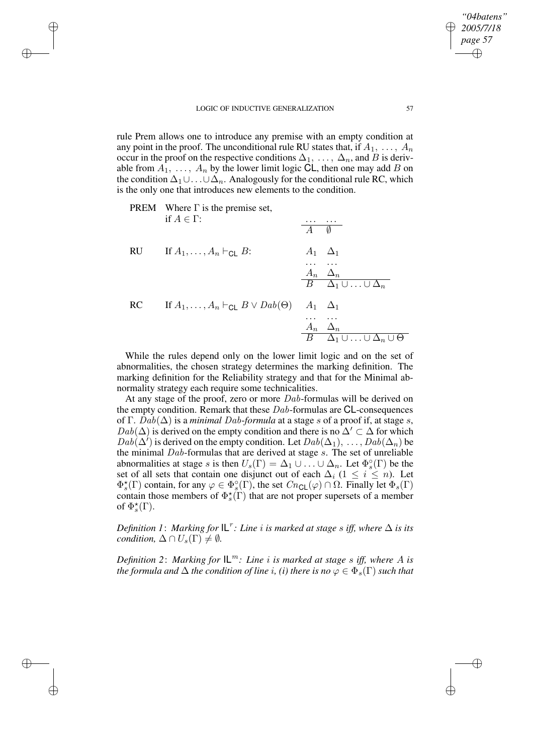rule Prem allows one to introduce any premise with an empty condition at any point in the proof. The unconditional rule RU states that, if $A_1, \ldots, A_n$ occur in the proof on the respective conditions $\Delta_1, \ldots, \Delta_n$, and $B$ is derivable from $A_1, \ldots, A_n$ by the lower limit logic $\mathsf{CL}$, then one may add $B$ on the condition $\Delta_1 \cup \ldots \cup \Delta_n$. Analogously for the conditional rule RC, which is the only one that introduces new elements to the condition.

PREM Where $\Gamma$ is the premise set, if $A \in \Gamma$:

$$\frac{\ldots \quad \ldots}{A \quad \emptyset}$$

RU If $A_1, \ldots, A_n \vdash_{\mathsf{CL}} B$:

$$\frac{\begin{array}{ll} A_1 & \Delta_1 \\ \ldots & \ldots \\ A_n & \Delta_n \end{array}}{\begin{array}{ll} B & \Delta_1 \cup \ldots \cup \Delta_n \end{array}}$$

RC If $A_1, \ldots, A_n \vdash_{\mathsf{CL}} B \vee Dab(\Theta)$

$$\frac{\begin{array}{ll} A_1 & \Delta_1 \\ \ldots & \ldots \\ A_n & \Delta_n \end{array}}{\begin{array}{ll} B & \Delta_1 \cup \ldots \cup \Delta_n \cup \Theta \end{array}}$$

While the rules depend only on the lower limit logic and on the set of abnormalities, the chosen strategy determines the marking definition. The marking definition for the Reliability strategy and that for the Minimal abnormality strategy each require some technicalities.

At any stage of the proof, zero or more $Dab$-formulas will be derived on the empty condition. Remark that these $Dab$-formulas are $\mathsf{CL}$-consequences of $\Gamma$. $Dab(\Delta)$ is a *minimal $Dab$-formula* at a stage $s$ of a proof if, at stage $s$, $Dab(\Delta)$ is derived on the empty condition and there is no $\Delta' \subset \Delta$ for which $Dab(\Delta')$ is derived on the empty condition. Let $Dab(\Delta_1), \ldots, Dab(\Delta_n)$ be the minimal $Dab$-formulas that are derived at stage $s$. The set of unreliable abnormalities at stage $s$ is then $U_s(\Gamma) = \Delta_1 \cup \ldots \cup \Delta_n$. Let $\Phi^{\circ}_s(\Gamma)$ be the set of all sets that contain one disjunct out of each $\Delta_i$ ($1 \leq i \leq n$). Let $\Phi^{\star}_s(\Gamma)$ contain, for any $\varphi \in \Phi^{\circ}_s(\Gamma)$, the set $Cn_{\mathsf{CL}}(\varphi) \cap \Omega$. Finally let $\Phi_s(\Gamma)$ contain those members of $\Phi^{\star}_s(\Gamma)$ that are not proper supersets of a member of $\Phi^{\star}_s(\Gamma)$.

*Definition 1*: *Marking for $\mathsf{IL}^r$: Line $i$ is marked at stage $s$ iff, where $\Delta$ is its condition, $\Delta \cap U_s(\Gamma) \neq \emptyset$.*

*Definition 2*: *Marking for $\mathsf{IL}^m$: Line $i$ is marked at stage $s$ iff, where $A$ is the formula and $\Delta$ the condition of line $i$, (i) there is no $\varphi \in \Phi_s(\Gamma)$ such that*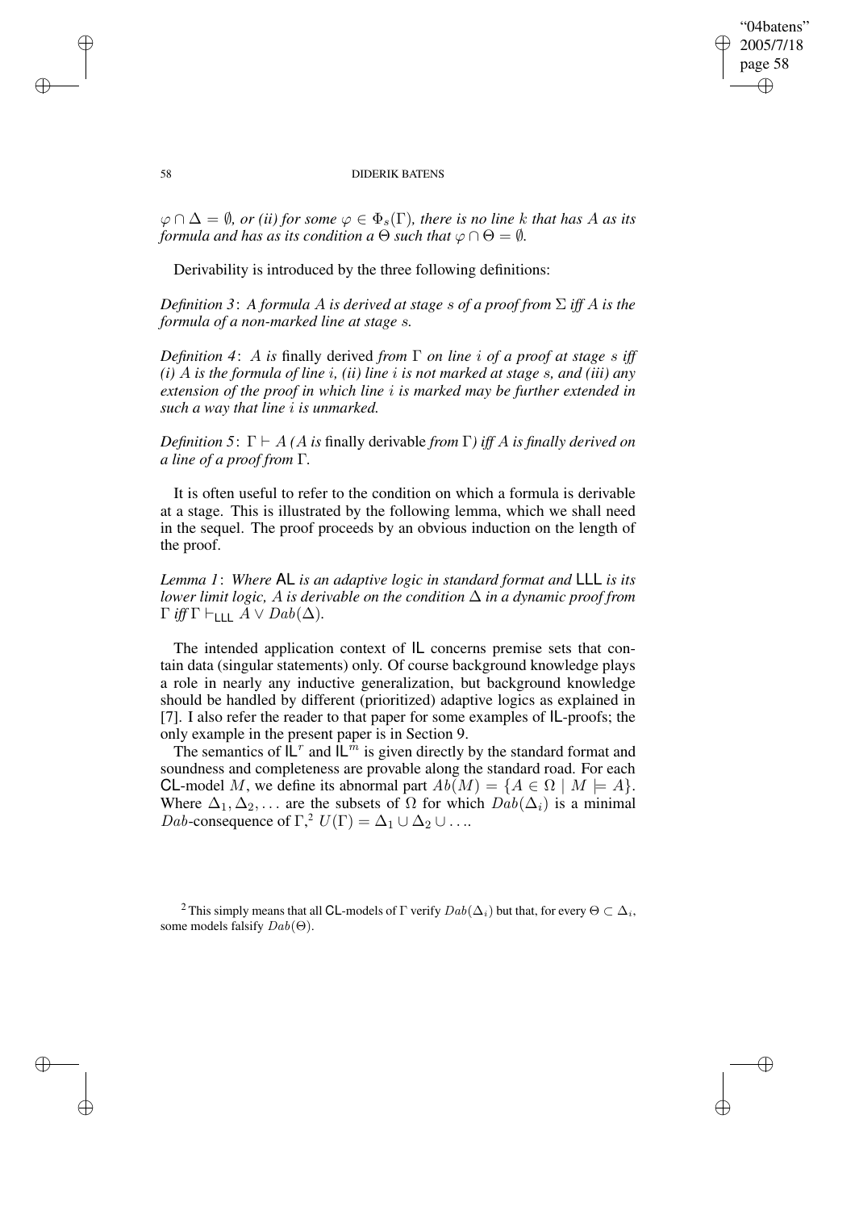$\varphi \cap \Delta = \emptyset$*, or (ii) for some* $\varphi \in \Phi_s(\Gamma)$*, there is no line* $k$ *that has* $A$ *as its formula and has as its condition a* $\Theta$ *such that* $\varphi \cap \Theta = \emptyset$*.*

Derivability is introduced by the three following definitions:

*Definition 3*: *A formula* $A$ *is derived at stage* $s$ *of a proof from* $\Sigma$ *iff* $A$ *is the formula of a non-marked line at stage* $s$*.*

*Definition 4*: $A$ *is* finally derived *from* $\Gamma$ *on line* $i$ *of a proof at stage* $s$ *iff (i)* $A$ *is the formula of line* $i$*, (ii) line* $i$ *is not marked at stage* $s$*, and (iii) any extension of the proof in which line* $i$ *is marked may be further extended in such a way that line* $i$ *is unmarked.*

*Definition 5*: $\Gamma \vdash A$ *(*$A$ *is* finally derivable *from* $\Gamma$*) iff* $A$ *is finally derived on a line of a proof from* $\Gamma$*.*

It is often useful to refer to the condition on which a formula is derivable at a stage. This is illustrated by the following lemma, which we shall need in the sequel. The proof proceeds by an obvious induction on the length of the proof.

*Lemma 1*: *Where* $\mathsf{AL}$ *is an adaptive logic in standard format and* $\mathsf{LLL}$ *is its lower limit logic,* $A$ *is derivable on the condition* $\Delta$ *in a dynamic proof from* $\Gamma$ *iff* $\Gamma \vdash_{\mathsf{LLL}} A \vee Dab(\Delta)$*.*

The intended application context of $\mathsf{IL}$ concerns premise sets that contain data (singular statements) only. Of course background knowledge plays a role in nearly any inductive generalization, but background knowledge should be handled by different (prioritized) adaptive logics as explained in [7]. I also refer the reader to that paper for some examples of $\mathsf{IL}$-proofs; the only example in the present paper is in Section 9.

The semantics of $\mathsf{IL}^r$ and $\mathsf{IL}^m$ is given directly by the standard format and soundness and completeness are provable along the standard road. For each $\mathsf{CL}$-model $M$, we define its abnormal part $Ab(M) = \{A \in \Omega \mid M \models A\}$. Where $\Delta_1, \Delta_2, \ldots$ are the subsets of $\Omega$ for which $Dab(\Delta_i)$ is a minimal $Dab$-consequence of $\Gamma$,[2] $U(\Gamma) = \Delta_1 \cup \Delta_2 \cup \ldots$.

[2] This simply means that all $\mathsf{CL}$-models of $\Gamma$ verify $Dab(\Delta_i)$ but that, for every $\Theta \subset \Delta_i$, some models falsify $Dab(\Theta)$.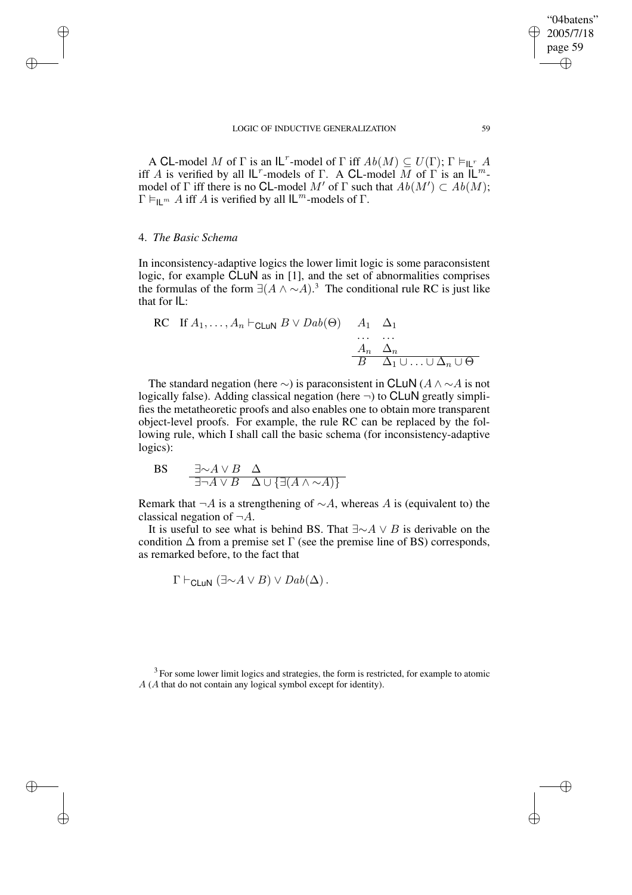A CL-model $M$ of $\Gamma$ is an $\mathsf{IL}^r$-model of $\Gamma$ iff $Ab(M) \subseteq U(\Gamma)$; $\Gamma \vDash_{\mathsf{IL}^r} A$ iff $A$ is verified by all $\mathsf{IL}^r$-models of $\Gamma$. A CL-model $M$ of $\Gamma$ is an $\mathsf{IL}^m$-model of $\Gamma$ iff there is no CL-model $M'$ of $\Gamma$ such that $Ab(M') \subset Ab(M)$; $\Gamma \vDash_{\mathsf{IL}^m} A$ iff $A$ is verified by all $\mathsf{IL}^m$-models of $\Gamma$.

## 4. *The Basic Schema*

In inconsistency-adaptive logics the lower limit logic is some paraconsistent logic, for example CLuN as in [1], and the set of abnormalities comprises the formulas of the form $\exists(A \wedge {\sim}A)$.[3] The conditional rule RC is just like that for IL:

$$\text{RC} \quad \text{If } A_1, \ldots, A_n \vdash_{\mathsf{CLuN}} B \vee Dab(\Theta) \qquad \begin{array}{ll} A_1 & \Delta_1 \\ \ldots & \ldots \\ A_n & \Delta_n \\ \hline B & \Delta_1 \cup \ldots \cup \Delta_n \cup \Theta \end{array}$$

The standard negation (here $\sim$) is paraconsistent in CLuN ($A \wedge {\sim}A$ is not logically false). Adding classical negation (here $\neg$) to CLuN greatly simplifies the metatheoretic proofs and also enables one to obtain more transparent object-level proofs. For example, the rule RC can be replaced by the following rule, which I shall call the basic schema (for inconsistency-adaptive logics):

$$\text{BS} \qquad \begin{array}{ll} \exists{\sim}A \vee B & \Delta \\ \hline \exists\neg A \vee B & \Delta \cup \{\exists(A \wedge {\sim}A)\} \end{array}$$

Remark that $\neg A$ is a strengthening of ${\sim}A$, whereas $A$ is (equivalent to) the classical negation of $\neg A$.

It is useful to see what is behind BS. That $\exists{\sim}A \vee B$ is derivable on the condition $\Delta$ from a premise set $\Gamma$ (see the premise line of BS) corresponds, as remarked before, to the fact that

$$\Gamma \vdash_{\mathsf{CLuN}} (\exists{\sim}A \vee B) \vee Dab(\Delta)\,.$$

[3] For some lower limit logics and strategies, the form is restricted, for example to atomic $A$ ($A$ that do not contain any logical symbol except for identity).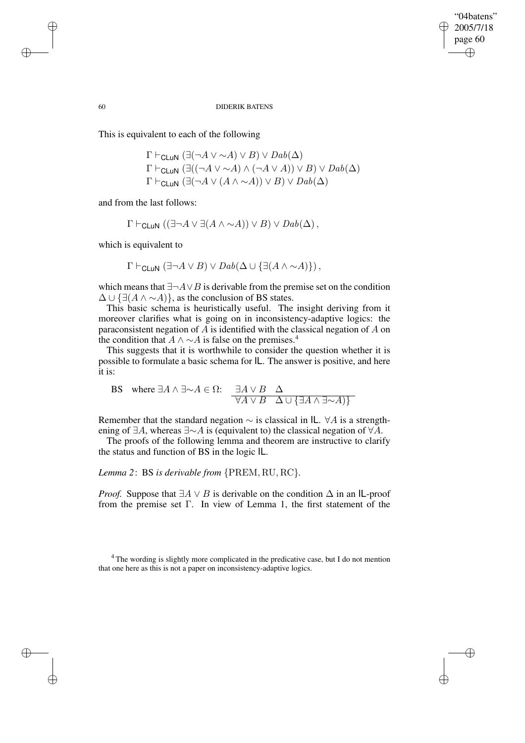This is equivalent to each of the following

$$\Gamma \vdash_{\mathsf{CLuN}} (\exists(\neg A \vee {\sim}A) \vee B) \vee Dab(\Delta)$$
$$\Gamma \vdash_{\mathsf{CLuN}} (\exists((\neg A \vee {\sim}A) \wedge (\neg A \vee A)) \vee B) \vee Dab(\Delta)$$
$$\Gamma \vdash_{\mathsf{CLuN}} (\exists(\neg A \vee (A \wedge {\sim}A)) \vee B) \vee Dab(\Delta)$$

and from the last follows:

$$\Gamma \vdash_{\mathsf{CLuN}} ((\exists\neg A \vee \exists(A \wedge {\sim}A)) \vee B) \vee Dab(\Delta)\,,$$

which is equivalent to

$$\Gamma \vdash_{\mathsf{CLuN}} (\exists\neg A \vee B) \vee Dab(\Delta \cup \{\exists(A \wedge {\sim}A)\})\,,$$

which means that $\exists\neg A \vee B$ is derivable from the premise set on the condition $\Delta \cup \{\exists(A \wedge {\sim}A)\}$, as the conclusion of BS states.

This basic schema is heuristically useful. The insight deriving from it moreover clarifies what is going on in inconsistency-adaptive logics: the paraconsistent negation of $A$ is identified with the classical negation of $A$ on the condition that $A \wedge {\sim}A$ is false on the premises.[4]

This suggests that it is worthwhile to consider the question whether it is possible to formulate a basic schema for IL. The answer is positive, and here it is:

$$\text{BS} \quad \text{where } \exists A \wedge \exists{\sim}A \in \Omega\text{:} \quad \frac{\exists A \vee B \quad \Delta}{\forall A \vee B \quad \Delta \cup \{\exists A \wedge \exists{\sim}A)\}}$$

Remember that the standard negation $\sim$ is classical in IL. $\forall A$ is a strengthening of $\exists A$, whereas $\exists{\sim}A$ is (equivalent to) the classical negation of $\forall A$.

The proofs of the following lemma and theorem are instructive to clarify the status and function of BS in the logic IL.

*Lemma 2*: BS *is derivable from* $\{\mathrm{PREM}, \mathrm{RU}, \mathrm{RC}\}$.

*Proof.* Suppose that $\exists A \vee B$ is derivable on the condition $\Delta$ in an IL-proof from the premise set $\Gamma$. In view of Lemma 1, the first statement of the

[4] The wording is slightly more complicated in the predicative case, but I do not mention that one here as this is not a paper on inconsistency-adaptive logics.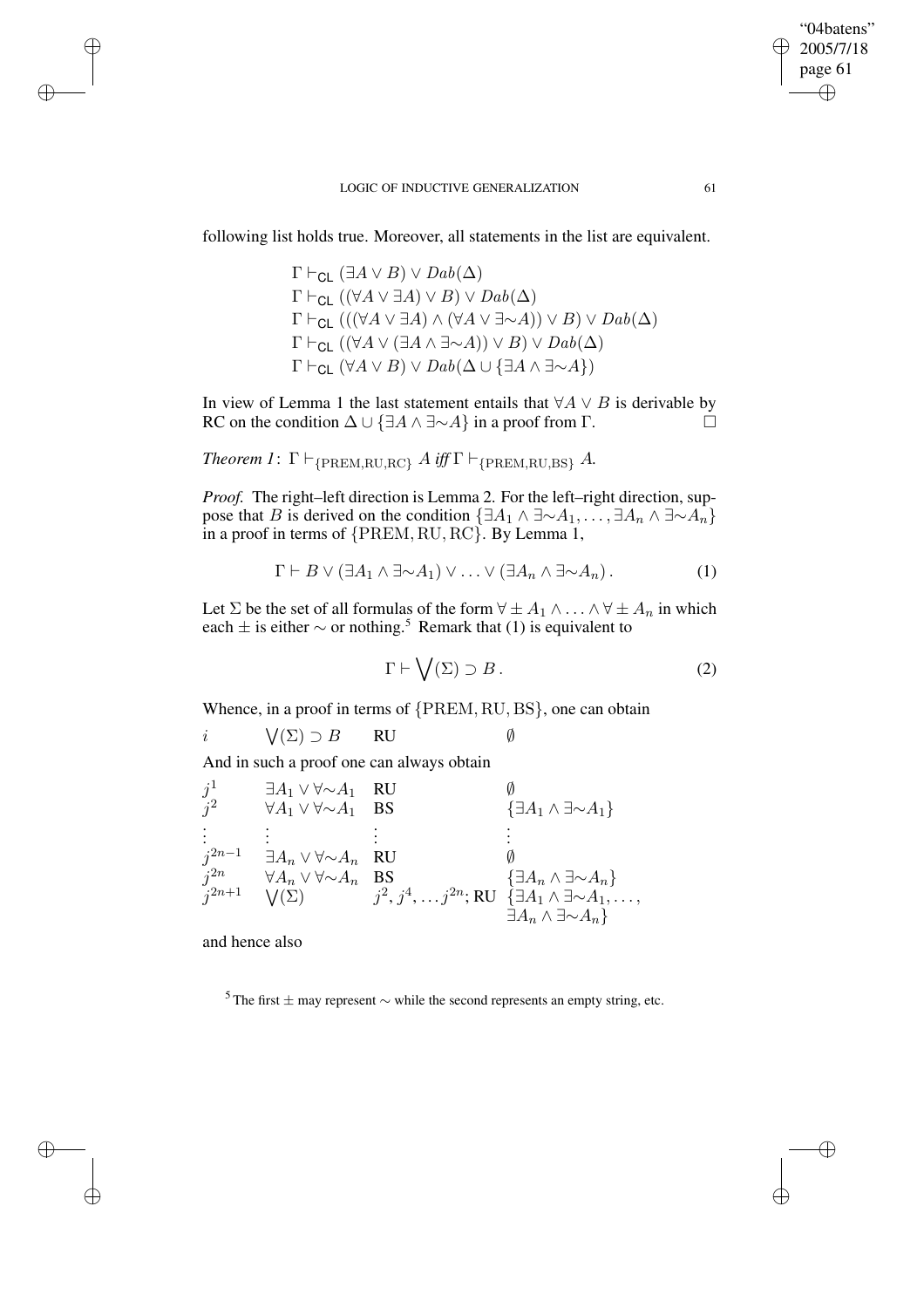following list holds true. Moreover, all statements in the list are equivalent.

$$\Gamma \vdash_{\mathsf{CL}} (\exists A \vee B) \vee Dab(\Delta)$$
$$\Gamma \vdash_{\mathsf{CL}} ((\forall A \vee \exists A) \vee B) \vee Dab(\Delta)$$
$$\Gamma \vdash_{\mathsf{CL}} (((\forall A \vee \exists A) \wedge (\forall A \vee \exists{\sim}A)) \vee B) \vee Dab(\Delta)$$
$$\Gamma \vdash_{\mathsf{CL}} ((\forall A \vee (\exists A \wedge \exists{\sim}A)) \vee B) \vee Dab(\Delta)$$
$$\Gamma \vdash_{\mathsf{CL}} (\forall A \vee B) \vee Dab(\Delta \cup \{\exists A \wedge \exists{\sim}A\})$$

In view of Lemma 1 the last statement entails that $\forall A \vee B$ is derivable by RC on the condition $\Delta \cup \{\exists A \wedge \exists{\sim}A\}$ in a proof from $\Gamma$. □

*Theorem 1*: $\Gamma \vdash_{\{\mathrm{PREM,RU,RC}\}} A$ *iff* $\Gamma \vdash_{\{\mathrm{PREM,RU,BS}\}} A$.

*Proof.* The right–left direction is Lemma 2. For the left–right direction, suppose that $B$ is derived on the condition $\{\exists A_1 \wedge \exists{\sim}A_1, \ldots, \exists A_n \wedge \exists{\sim}A_n\}$ in a proof in terms of $\{\mathrm{PREM, RU, RC}\}$. By Lemma 1,

$$\Gamma \vdash B \vee (\exists A_1 \wedge \exists{\sim}A_1) \vee \ldots \vee (\exists A_n \wedge \exists{\sim}A_n)\,. \tag{1}$$

Let $\Sigma$ be the set of all formulas of the form $\forall \pm A_1 \wedge \ldots \wedge \forall \pm A_n$ in which each $\pm$ is either $\sim$ or nothing.[5] Remark that (1) is equivalent to

$$\Gamma \vdash \bigvee(\Sigma) \supset B\,. \tag{2}$$

Whence, in a proof in terms of $\{\mathrm{PREM, RU, BS}\}$, one can obtain

| | | | |
|---|---|---|---|
| $i$ | $\bigvee(\Sigma) \supset B$ | RU | $\emptyset$ |

And in such a proof one can always obtain

| | | | |
|---|---|---|---|
| $j^1$ | $\exists A_1 \vee \forall{\sim}A_1$ | RU | $\emptyset$ |
| $j^2$ | $\forall A_1 \vee \forall{\sim}A_1$ | BS | $\{\exists A_1 \wedge \exists{\sim}A_1\}$ |
| $\vdots$ | $\vdots$ | $\vdots$ | $\vdots$ |
| $j^{2n-1}$ | $\exists A_n \vee \forall{\sim}A_n$ | RU | $\emptyset$ |
| $j^{2n}$ | $\forall A_n \vee \forall{\sim}A_n$ | BS | $\{\exists A_n \wedge \exists{\sim}A_n\}$ |
| $j^{2n+1}$ | $\bigvee(\Sigma)$ | $j^2, j^4, \ldots j^{2n}$; RU | $\{\exists A_1 \wedge \exists{\sim}A_1, \ldots, \exists A_n \wedge \exists{\sim}A_n\}$ |

and hence also

[5] The first $\pm$ may represent $\sim$ while the second represents an empty string, etc.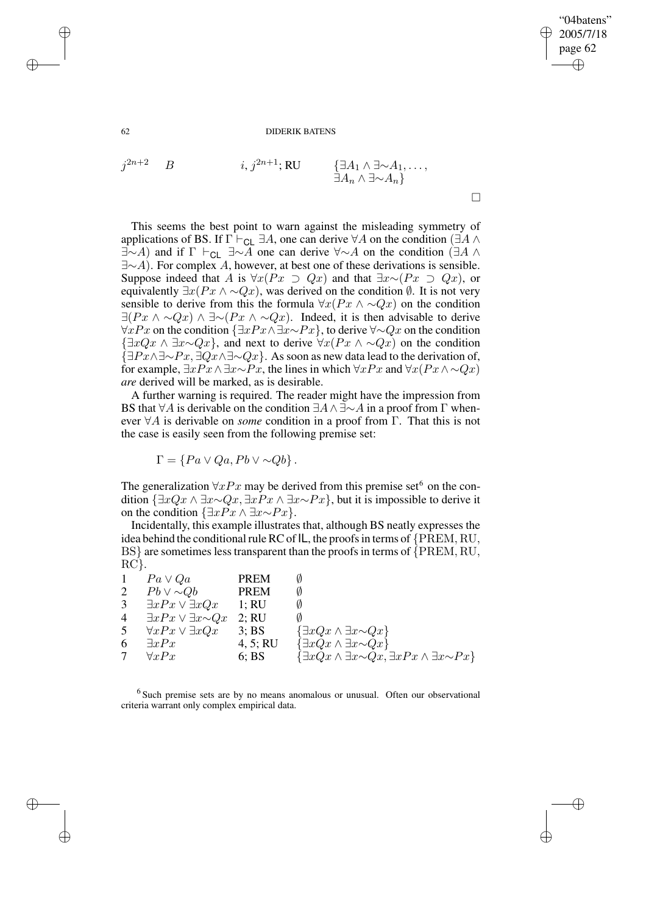| | | | |
|---|---|---|---|
| $j^{2n+2}$ | $B$ | $i, j^{2n+1}$; RU | $\{\exists A_1 \wedge \exists{\sim}A_1, \ldots, \exists A_n \wedge \exists{\sim}A_n\}$ |

□

This seems the best point to warn against the misleading symmetry of applications of BS. If $\Gamma \vdash_{\mathsf{CL}} \exists A$, one can derive $\forall A$ on the condition $(\exists A \wedge \exists{\sim}A)$ and if $\Gamma \vdash_{\mathsf{CL}} \exists{\sim}A$ one can derive $\forall{\sim}A$ on the condition $(\exists A \wedge \exists{\sim}A)$. For complex $A$, however, at best one of these derivations is sensible. Suppose indeed that $A$ is $\forall x(Px \supset Qx)$ and that $\exists x{\sim}(Px \supset Qx)$, or equivalently $\exists x(Px \wedge {\sim}Qx)$, was derived on the condition $\emptyset$. It is not very sensible to derive from this the formula $\forall x(Px \wedge {\sim}Qx)$ on the condition $\exists(Px \wedge {\sim}Qx) \wedge \exists{\sim}(Px \wedge {\sim}Qx)$. Indeed, it is then advisable to derive $\forall x Px$ on the condition $\{\exists xPx \wedge \exists x{\sim}Px\}$, to derive $\forall{\sim}Qx$ on the condition $\{\exists xQx \wedge \exists x{\sim}Qx\}$, and next to derive $\forall x(Px \wedge {\sim}Qx)$ on the condition $\{\exists Px \wedge \exists{\sim}Px, \exists Qx \wedge \exists{\sim}Qx\}$. As soon as new data lead to the derivation of, for example, $\exists xPx \wedge \exists x{\sim}Px$, the lines in which $\forall xPx$ and $\forall x(Px \wedge {\sim}Qx)$ *are* derived will be marked, as is desirable.

A further warning is required. The reader might have the impression from BS that $\forall A$ is derivable on the condition $\exists A \wedge \exists{\sim}A$ in a proof from $\Gamma$ whenever $\forall A$ is derivable on *some* condition in a proof from $\Gamma$. That this is not the case is easily seen from the following premise set:

$$\Gamma = \{Pa \vee Qa, Pb \vee {\sim}Qb\}.$$

The generalization $\forall xPx$ may be derived from this premise set[6] on the condition $\{\exists xQx \wedge \exists x{\sim}Qx, \exists xPx \wedge \exists x{\sim}Px\}$, but it is impossible to derive it on the condition $\{\exists xPx \wedge \exists x{\sim}Px\}$.

Incidentally, this example illustrates that, although BS neatly expresses the idea behind the conditional rule RC of IL, the proofs in terms of {PREM, RU, BS} are sometimes less transparent than the proofs in terms of {PREM, RU, RC}.

| | | | |
|---|---|---|---|
| 1 | $Pa \vee Qa$ | PREM | $\emptyset$ |
| 2 | $Pb \vee {\sim}Qb$ | PREM | $\emptyset$ |
| 3 | $\exists xPx \vee \exists xQx$ | 1; RU | $\emptyset$ |
| 4 | $\exists xPx \vee \exists x{\sim}Qx$ | 2; RU | $\emptyset$ |
| 5 | $\forall xPx \vee \exists xQx$ | 3; BS | $\{\exists xQx \wedge \exists x{\sim}Qx\}$ |
| 6 | $\exists xPx$ | 4, 5; RU | $\{\exists xQx \wedge \exists x{\sim}Qx\}$ |
| 7 | $\forall xPx$ | 6; BS | $\{\exists xQx \wedge \exists x{\sim}Qx, \exists xPx \wedge \exists x{\sim}Px\}$ |

[6] Such premise sets are by no means anomalous or unusual. Often our observational criteria warrant only complex empirical data.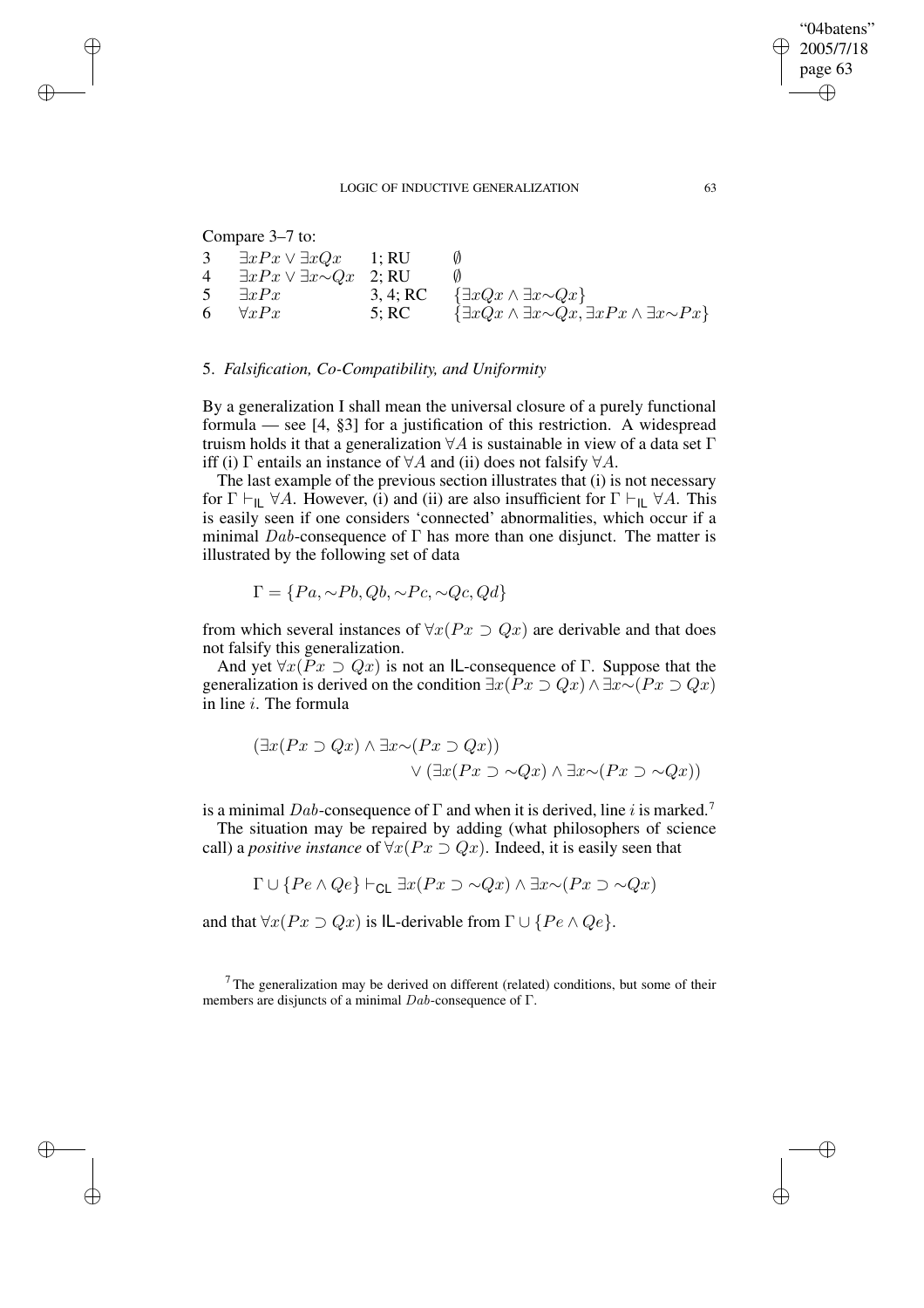Compare 3–7 to:

| | | | |
|---|---|---|---|
| 3 | $\exists x Px \vee \exists x Qx$ | 1; RU | $\emptyset$ |
| 4 | $\exists x Px \vee \exists x{\sim}Qx$ | 2; RU | $\emptyset$ |
| 5 | $\exists x Px$ | 3, 4; RC | $\{\exists x Qx \wedge \exists x{\sim}Qx\}$ |
| 6 | $\forall x Px$ | 5; RC | $\{\exists x Qx \wedge \exists x{\sim}Qx, \exists x Px \wedge \exists x{\sim}Px\}$ |

## 5. *Falsification, Co-Compatibility, and Uniformity*

By a generalization I shall mean the universal closure of a purely functional formula — see [4, §3] for a justification of this restriction. A widespread truism holds it that a generalization $\forall A$ is sustainable in view of a data set $\Gamma$ iff (i) $\Gamma$ entails an instance of $\forall A$ and (ii) does not falsify $\forall A$.

The last example of the previous section illustrates that (i) is not necessary for $\Gamma \vdash_{\mathsf{IL}} \forall A$. However, (i) and (ii) are also insufficient for $\Gamma \vdash_{\mathsf{IL}} \forall A$. This is easily seen if one considers 'connected' abnormalities, which occur if a minimal $Dab$-consequence of $\Gamma$ has more than one disjunct. The matter is illustrated by the following set of data

$$\Gamma = \{Pa, {\sim}Pb, Qb, {\sim}Pc, {\sim}Qc, Qd\}$$

from which several instances of $\forall x(Px \supset Qx)$ are derivable and that does not falsify this generalization.

And yet $\forall x(Px \supset Qx)$ is not an $\mathsf{IL}$-consequence of $\Gamma$. Suppose that the generalization is derived on the condition $\exists x(Px \supset Qx) \wedge \exists x{\sim}(Px \supset Qx)$ in line $i$. The formula

$$(\exists x(Px \supset Qx) \wedge \exists x{\sim}(Px \supset Qx)) \vee (\exists x(Px \supset {\sim}Qx) \wedge \exists x{\sim}(Px \supset {\sim}Qx))$$

is a minimal $Dab$-consequence of $\Gamma$ and when it is derived, line $i$ is marked.[7]

The situation may be repaired by adding (what philosophers of science call) a *positive instance* of $\forall x(Px \supset Qx)$. Indeed, it is easily seen that

$$\Gamma \cup \{Pe \wedge Qe\} \vdash_{\mathsf{CL}} \exists x(Px \supset {\sim}Qx) \wedge \exists x{\sim}(Px \supset {\sim}Qx)$$

and that $\forall x(Px \supset Qx)$ is $\mathsf{IL}$-derivable from $\Gamma \cup \{Pe \wedge Qe\}$.

[7] The generalization may be derived on different (related) conditions, but some of their members are disjuncts of a minimal $Dab$-consequence of $\Gamma$.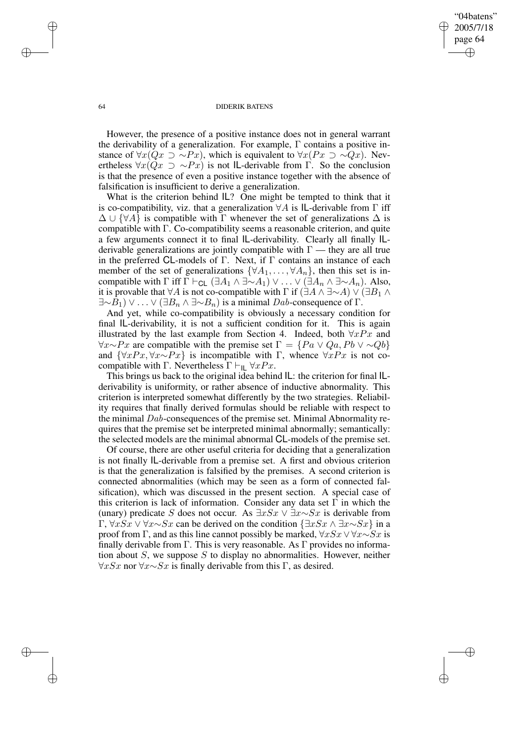However, the presence of a positive instance does not in general warrant the derivability of a generalization. For example, $\Gamma$ contains a positive instance of $\forall x(Qx \supset \sim Px)$, which is equivalent to $\forall x(Px \supset \sim Qx)$. Nevertheless $\forall x(Qx \supset \sim Px)$ is not IL-derivable from $\Gamma$. So the conclusion is that the presence of even a positive instance together with the absence of falsification is insufficient to derive a generalization.

What is the criterion behind IL? One might be tempted to think that it is co-compatibility, viz. that a generalization $\forall A$ is IL-derivable from $\Gamma$ iff $\Delta \cup \{\forall A\}$ is compatible with $\Gamma$ whenever the set of generalizations $\Delta$ is compatible with $\Gamma$. Co-compatibility seems a reasonable criterion, and quite a few arguments connect it to final IL-derivability. Clearly all finally IL-derivable generalizations are jointly compatible with $\Gamma$ — they are all true in the preferred CL-models of $\Gamma$. Next, if $\Gamma$ contains an instance of each member of the set of generalizations $\{\forall A_1, \ldots, \forall A_n\}$, then this set is incompatible with $\Gamma$ iff $\Gamma \vdash_{\mathsf{CL}} (\exists A_1 \wedge \exists \sim A_1) \vee \ldots \vee (\exists A_n \wedge \exists \sim A_n)$. Also, it is provable that $\forall A$ is not co-compatible with $\Gamma$ if $(\exists A \wedge \exists \sim A) \vee (\exists B_1 \wedge \exists \sim B_1) \vee \ldots \vee (\exists B_n \wedge \exists \sim B_n)$ is a minimal $Dab$-consequence of $\Gamma$.

And yet, while co-compatibility is obviously a necessary condition for final IL-derivability, it is not a sufficient condition for it. This is again illustrated by the last example from Section 4. Indeed, both $\forall x Px$ and $\forall x \sim Px$ are compatible with the premise set $\Gamma = \{Pa \vee Qa, Pb \vee \sim Qb\}$ and $\{\forall x Px, \forall x \sim Px\}$ is incompatible with $\Gamma$, whence $\forall x Px$ is not co-compatible with $\Gamma$. Nevertheless $\Gamma \vdash_{\mathsf{IL}} \forall x Px$.

This brings us back to the original idea behind IL: the criterion for final IL-derivability is uniformity, or rather absence of inductive abnormality. This criterion is interpreted somewhat differently by the two strategies. Reliability requires that finally derived formulas should be reliable with respect to the minimal $Dab$-consequences of the premise set. Minimal Abnormality requires that the premise set be interpreted minimal abnormally; semantically: the selected models are the minimal abnormal CL-models of the premise set.

Of course, there are other useful criteria for deciding that a generalization is not finally IL-derivable from a premise set. A first and obvious criterion is that the generalization is falsified by the premises. A second criterion is connected abnormalities (which may be seen as a form of connected falsification), which was discussed in the present section. A special case of this criterion is lack of information. Consider any data set $\Gamma$ in which the (unary) predicate $S$ does not occur. As $\exists x Sx \vee \exists x \sim Sx$ is derivable from $\Gamma$, $\forall x Sx \vee \forall x \sim Sx$ can be derived on the condition $\{\exists x Sx \wedge \exists x \sim Sx\}$ in a proof from $\Gamma$, and as this line cannot possibly be marked, $\forall x Sx \vee \forall x \sim Sx$ is finally derivable from $\Gamma$. This is very reasonable. As $\Gamma$ provides no information about $S$, we suppose $S$ to display no abnormalities. However, neither $\forall x Sx$ nor $\forall x \sim Sx$ is finally derivable from this $\Gamma$, as desired.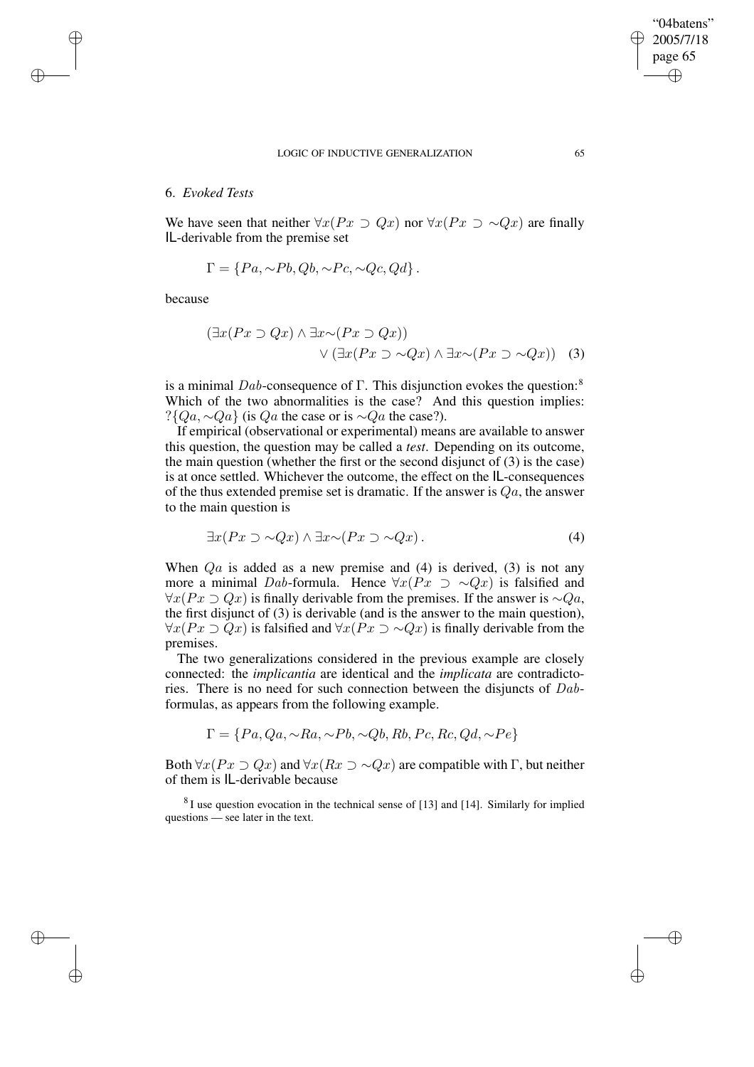## 6. *Evoked Tests*

We have seen that neither $\forall x(Px \supset Qx)$ nor $\forall x(Px \supset \sim Qx)$ are finally **IL**-derivable from the premise set

$$\Gamma = \{Pa, \sim Pb, Qb, \sim Pc, \sim Qc, Qd\}.$$

because

$$(\exists x(Px \supset Qx) \wedge \exists x \sim(Px \supset Qx)) \\ \vee (\exists x(Px \supset \sim Qx) \wedge \exists x \sim(Px \supset \sim Qx)) \quad (3)$$

is a minimal $Dab$-consequence of $\Gamma$. This disjunction evokes the question:[8] Which of the two abnormalities is the case? And this question implies: $?\{Qa, \sim Qa\}$ (is $Qa$ the case or is $\sim Qa$ the case?).

If empirical (observational or experimental) means are available to answer this question, the question may be called a *test*. Depending on its outcome, the main question (whether the first or the second disjunct of (3) is the case) is at once settled. Whichever the outcome, the effect on the **IL**-consequences of the thus extended premise set is dramatic. If the answer is $Qa$, the answer to the main question is

$$\exists x(Px \supset \sim Qx) \wedge \exists x \sim(Px \supset \sim Qx). \quad (4)$$

When $Qa$ is added as a new premise and (4) is derived, (3) is not any more a minimal $Dab$-formula. Hence $\forall x(Px \supset \sim Qx)$ is falsified and $\forall x(Px \supset Qx)$ is finally derivable from the premises. If the answer is $\sim Qa$, the first disjunct of (3) is derivable (and is the answer to the main question), $\forall x(Px \supset Qx)$ is falsified and $\forall x(Px \supset \sim Qx)$ is finally derivable from the premises.

The two generalizations considered in the previous example are closely connected: the *implicantia* are identical and the *implicata* are contradictories. There is no need for such connection between the disjuncts of $Dab$-formulas, as appears from the following example.

$$\Gamma = \{Pa, Qa, \sim Ra, \sim Pb, \sim Qb, Rb, Pc, Rc, Qd, \sim Pe\}$$

Both $\forall x(Px \supset Qx)$ and $\forall x(Rx \supset \sim Qx)$ are compatible with $\Gamma$, but neither of them is **IL**-derivable because

[8] I use question evocation in the technical sense of [13] and [14]. Similarly for implied questions — see later in the text.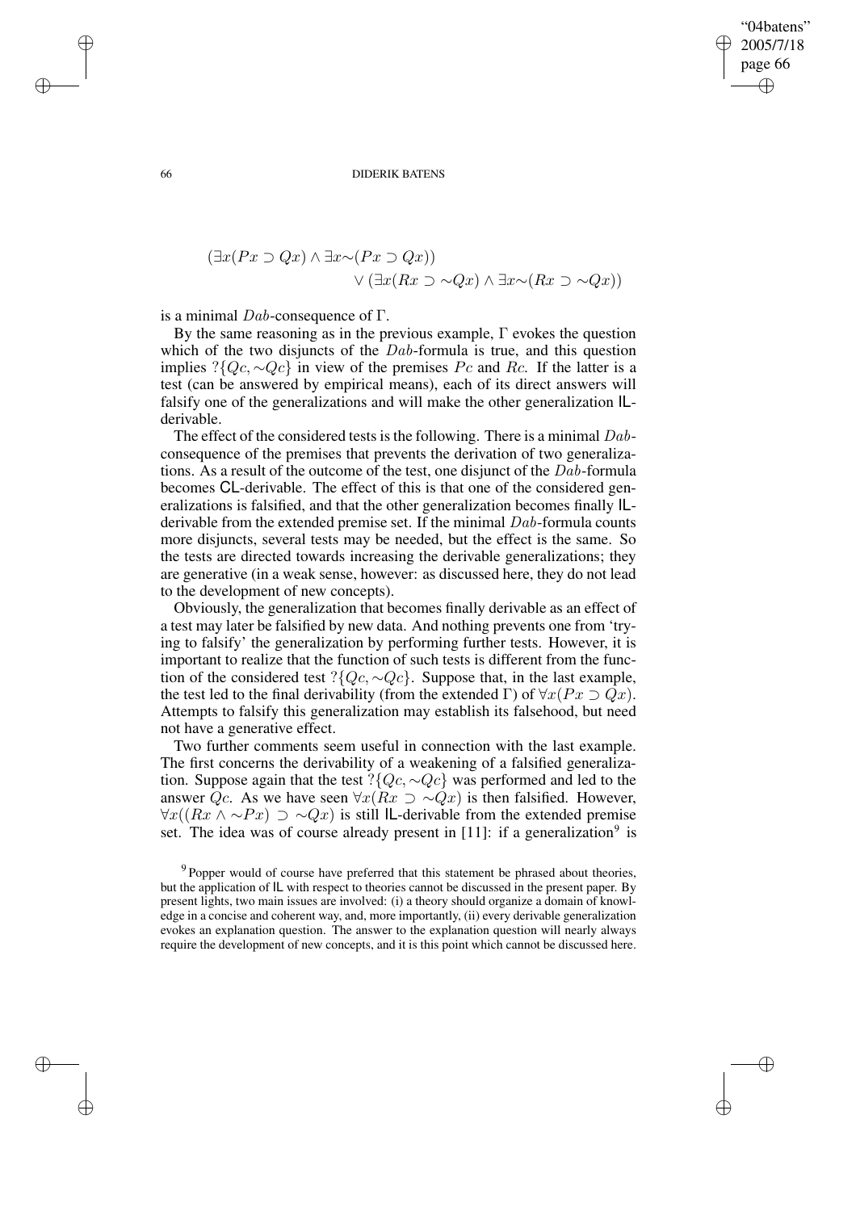$$(\exists x(Px \supset Qx) \wedge \exists x{\sim}(Px \supset Qx)) \\ \vee (\exists x(Rx \supset {\sim}Qx) \wedge \exists x{\sim}(Rx \supset {\sim}Qx))$$

is a minimal $Dab$-consequence of $\Gamma$.

By the same reasoning as in the previous example, $\Gamma$ evokes the question which of the two disjuncts of the $Dab$-formula is true, and this question implies $?\{Qc, {\sim}Qc\}$ in view of the premises $Pc$ and $Rc$. If the latter is a test (can be answered by empirical means), each of its direct answers will falsify one of the generalizations and will make the other generalization **IL**-derivable.

The effect of the considered tests is the following. There is a minimal $Dab$-consequence of the premises that prevents the derivation of two generalizations. As a result of the outcome of the test, one disjunct of the $Dab$-formula becomes **CL**-derivable. The effect of this is that one of the considered generalizations is falsified, and that the other generalization becomes finally **IL**-derivable from the extended premise set. If the minimal $Dab$-formula counts more disjuncts, several tests may be needed, but the effect is the same. So the tests are directed towards increasing the derivable generalizations; they are generative (in a weak sense, however: as discussed here, they do not lead to the development of new concepts).

Obviously, the generalization that becomes finally derivable as an effect of a test may later be falsified by new data. And nothing prevents one from 'trying to falsify' the generalization by performing further tests. However, it is important to realize that the function of such tests is different from the function of the considered test $?\{Qc, {\sim}Qc\}$. Suppose that, in the last example, the test led to the final derivability (from the extended $\Gamma$) of $\forall x(Px \supset Qx)$. Attempts to falsify this generalization may establish its falsehood, but need not have a generative effect.

Two further comments seem useful in connection with the last example. The first concerns the derivability of a weakening of a falsified generalization. Suppose again that the test $?\{Qc, {\sim}Qc\}$ was performed and led to the answer $Qc$. As we have seen $\forall x(Rx \supset {\sim}Qx)$ is then falsified. However, $\forall x((Rx \wedge {\sim}Px) \supset {\sim}Qx)$ is still **IL**-derivable from the extended premise set. The idea was of course already present in [11]: if a generalization[9] is

[9] Popper would of course have preferred that this statement be phrased about theories, but the application of **IL** with respect to theories cannot be discussed in the present paper. By present lights, two main issues are involved: (i) a theory should organize a domain of knowledge in a concise and coherent way, and, more importantly, (ii) every derivable generalization evokes an explanation question. The answer to the explanation question will nearly always require the development of new concepts, and it is this point which cannot be discussed here.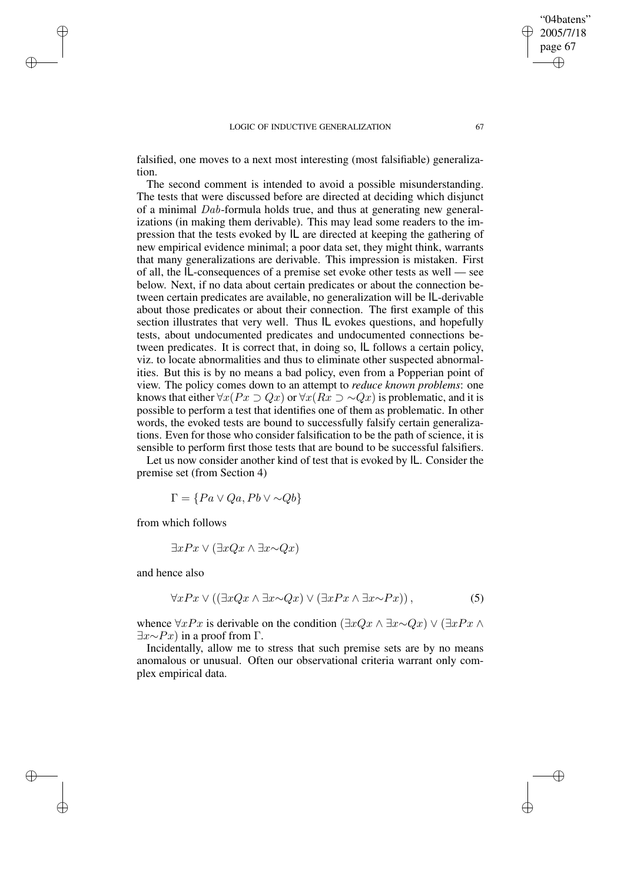falsified, one moves to a next most interesting (most falsifiable) generalization.

The second comment is intended to avoid a possible misunderstanding. The tests that were discussed before are directed at deciding which disjunct of a minimal $Dab$-formula holds true, and thus at generating new generalizations (in making them derivable). This may lead some readers to the impression that the tests evoked by IL are directed at keeping the gathering of new empirical evidence minimal; a poor data set, they might think, warrants that many generalizations are derivable. This impression is mistaken. First of all, the IL-consequences of a premise set evoke other tests as well — see below. Next, if no data about certain predicates or about the connection between certain predicates are available, no generalization will be IL-derivable about those predicates or about their connection. The first example of this section illustrates that very well. Thus IL evokes questions, and hopefully tests, about undocumented predicates and undocumented connections between predicates. It is correct that, in doing so, IL follows a certain policy, viz. to locate abnormalities and thus to eliminate other suspected abnormalities. But this is by no means a bad policy, even from a Popperian point of view. The policy comes down to an attempt to *reduce known problems*: one knows that either $\forall x(Px \supset Qx)$ or $\forall x(Rx \supset \sim Qx)$ is problematic, and it is possible to perform a test that identifies one of them as problematic. In other words, the evoked tests are bound to successfully falsify certain generalizations. Even for those who consider falsification to be the path of science, it is sensible to perform first those tests that are bound to be successful falsifiers.

Let us now consider another kind of test that is evoked by IL. Consider the premise set (from Section 4)

$$\Gamma = \{Pa \vee Qa, Pb \vee \sim Qb\}$$

from which follows

$$\exists x Px \vee (\exists x Qx \wedge \exists x \sim Qx)$$

and hence also

$$\forall x Px \vee ((\exists x Qx \wedge \exists x \sim Qx) \vee (\exists x Px \wedge \exists x \sim Px)), \tag{5}$$

whence $\forall x Px$ is derivable on the condition $(\exists x Qx \wedge \exists x \sim Qx) \vee (\exists x Px \wedge \exists x \sim Px)$ in a proof from $\Gamma$.

Incidentally, allow me to stress that such premise sets are by no means anomalous or unusual. Often our observational criteria warrant only complex empirical data.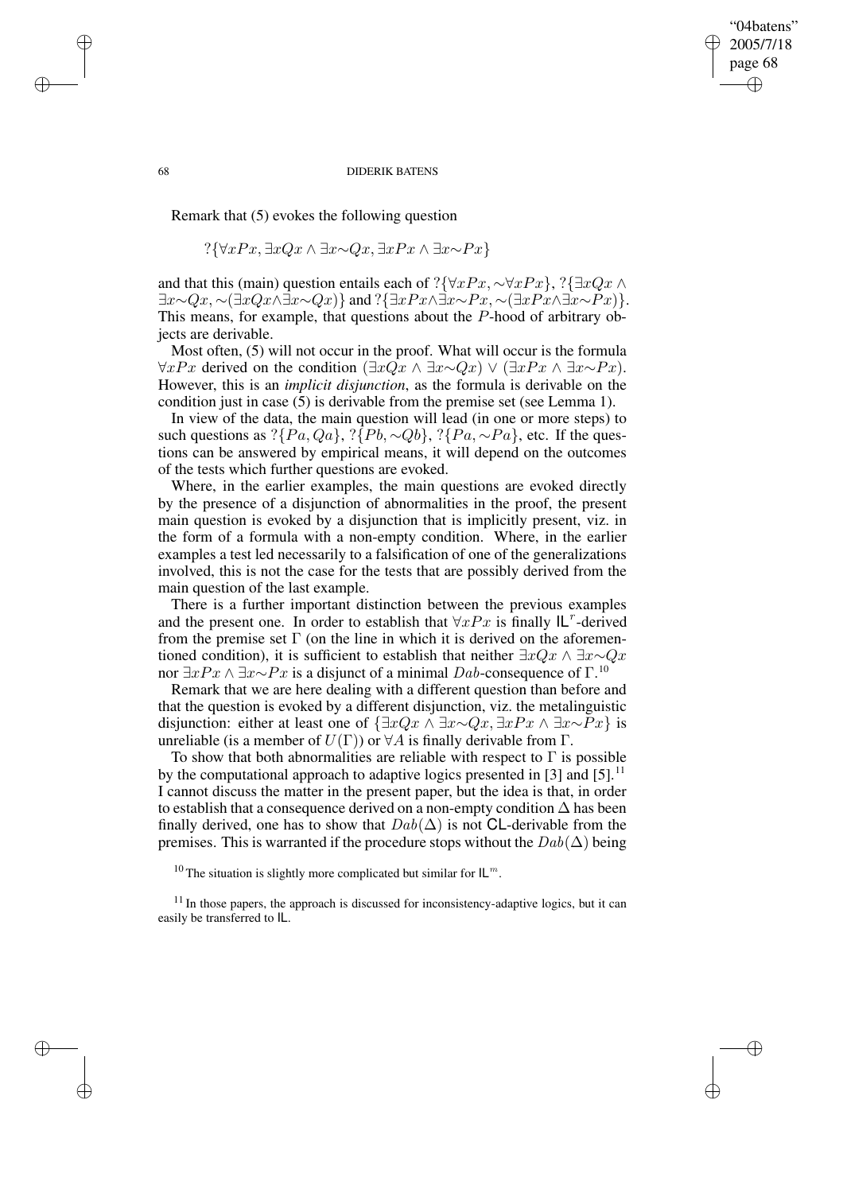Remark that (5) evokes the following question

$$?\{\forall x Px, \exists x Qx \wedge \exists x{\sim}Qx, \exists x Px \wedge \exists x{\sim}Px\}$$

and that this (main) question entails each of $?\{\forall x Px, {\sim}\forall x Px\}$, $?\{\exists x Qx \wedge \exists x{\sim}Qx, {\sim}(\exists x Qx \wedge \exists x{\sim}Qx)\}$ and $?\{\exists x Px \wedge \exists x{\sim}Px, {\sim}(\exists x Px \wedge \exists x{\sim}Px)\}$. This means, for example, that questions about the $P$-hood of arbitrary objects are derivable.

Most often, (5) will not occur in the proof. What will occur is the formula $\forall x Px$ derived on the condition $(\exists x Qx \wedge \exists x{\sim}Qx) \vee (\exists x Px \wedge \exists x{\sim}Px)$. However, this is an *implicit disjunction*, as the formula is derivable on the condition just in case (5) is derivable from the premise set (see Lemma 1).

In view of the data, the main question will lead (in one or more steps) to such questions as $?\{Pa, Qa\}$, $?\{Pb, {\sim}Qb\}$, $?\{Pa, {\sim}Pa\}$, etc. If the questions can be answered by empirical means, it will depend on the outcomes of the tests which further questions are evoked.

Where, in the earlier examples, the main questions are evoked directly by the presence of a disjunction of abnormalities in the proof, the present main question is evoked by a disjunction that is implicitly present, viz. in the form of a formula with a non-empty condition. Where, in the earlier examples a test led necessarily to a falsification of one of the generalizations involved, this is not the case for the tests that are possibly derived from the main question of the last example.

There is a further important distinction between the previous examples and the present one. In order to establish that $\forall x Px$ is finally $\mathsf{IL}^r$-derived from the premise set $\Gamma$ (on the line in which it is derived on the aforementioned condition), it is sufficient to establish that neither $\exists x Qx \wedge \exists x{\sim}Qx$ nor $\exists x Px \wedge \exists x{\sim}Px$ is a disjunct of a minimal $Dab$-consequence of $\Gamma$.[10]

Remark that we are here dealing with a different question than before and that the question is evoked by a different disjunction, viz. the metalinguistic disjunction: either at least one of $\{\exists x Qx \wedge \exists x{\sim}Qx, \exists x Px \wedge \exists x{\sim}Px\}$ is unreliable (is a member of $U(\Gamma)$) or $\forall A$ is finally derivable from $\Gamma$.

To show that both abnormalities are reliable with respect to $\Gamma$ is possible by the computational approach to adaptive logics presented in [3] and [5].[11] I cannot discuss the matter in the present paper, but the idea is that, in order to establish that a consequence derived on a non-empty condition $\Delta$ has been finally derived, one has to show that $Dab(\Delta)$ is not $\mathsf{CL}$-derivable from the premises. This is warranted if the procedure stops without the $Dab(\Delta)$ being

[10] The situation is slightly more complicated but similar for $\mathsf{IL}^m$.

[11] In those papers, the approach is discussed for inconsistency-adaptive logics, but it can easily be transferred to $\mathsf{IL}$.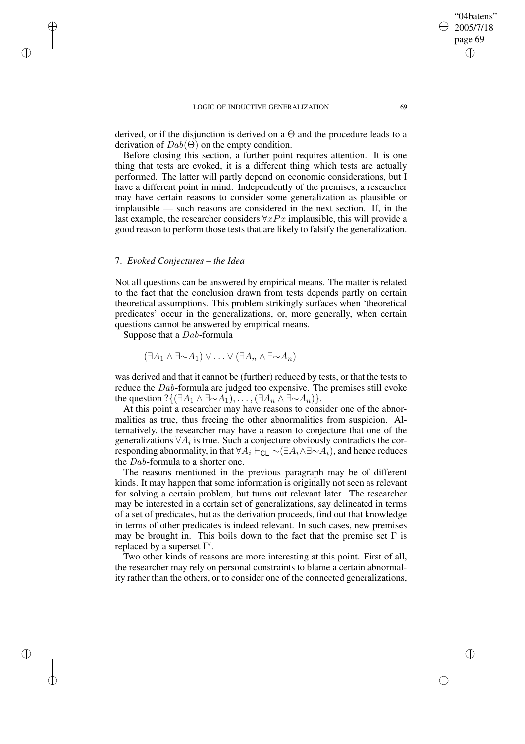derived, or if the disjunction is derived on a $\Theta$ and the procedure leads to a derivation of $Dab(\Theta)$ on the empty condition.

Before closing this section, a further point requires attention. It is one thing that tests are evoked, it is a different thing which tests are actually performed. The latter will partly depend on economic considerations, but I have a different point in mind. Independently of the premises, a researcher may have certain reasons to consider some generalization as plausible or implausible — such reasons are considered in the next section. If, in the last example, the researcher considers $\forall x Px$ implausible, this will provide a good reason to perform those tests that are likely to falsify the generalization.

## 7. *Evoked Conjectures – the Idea*

Not all questions can be answered by empirical means. The matter is related to the fact that the conclusion drawn from tests depends partly on certain theoretical assumptions. This problem strikingly surfaces when 'theoretical predicates' occur in the generalizations, or, more generally, when certain questions cannot be answered by empirical means.

Suppose that a $Dab$-formula

$$(\exists A_1 \wedge \exists{\sim}A_1) \vee \ldots \vee (\exists A_n \wedge \exists{\sim}A_n)$$

was derived and that it cannot be (further) reduced by tests, or that the tests to reduce the $Dab$-formula are judged too expensive. The premises still evoke the question $?\{(\exists A_1 \wedge \exists{\sim}A_1), \ldots, (\exists A_n \wedge \exists{\sim}A_n)\}$.

At this point a researcher may have reasons to consider one of the abnormalities as true, thus freeing the other abnormalities from suspicion. Alternatively, the researcher may have a reason to conjecture that one of the generalizations $\forall A_i$ is true. Such a conjecture obviously contradicts the corresponding abnormality, in that $\forall A_i \vdash_{\mathsf{CL}} {\sim}(\exists A_i \wedge \exists{\sim}A_i)$, and hence reduces the $Dab$-formula to a shorter one.

The reasons mentioned in the previous paragraph may be of different kinds. It may happen that some information is originally not seen as relevant for solving a certain problem, but turns out relevant later. The researcher may be interested in a certain set of generalizations, say delineated in terms of a set of predicates, but as the derivation proceeds, find out that knowledge in terms of other predicates is indeed relevant. In such cases, new premises may be brought in. This boils down to the fact that the premise set $\Gamma$ is replaced by a superset $\Gamma'$.

Two other kinds of reasons are more interesting at this point. First of all, the researcher may rely on personal constraints to blame a certain abnormality rather than the others, or to consider one of the connected generalizations,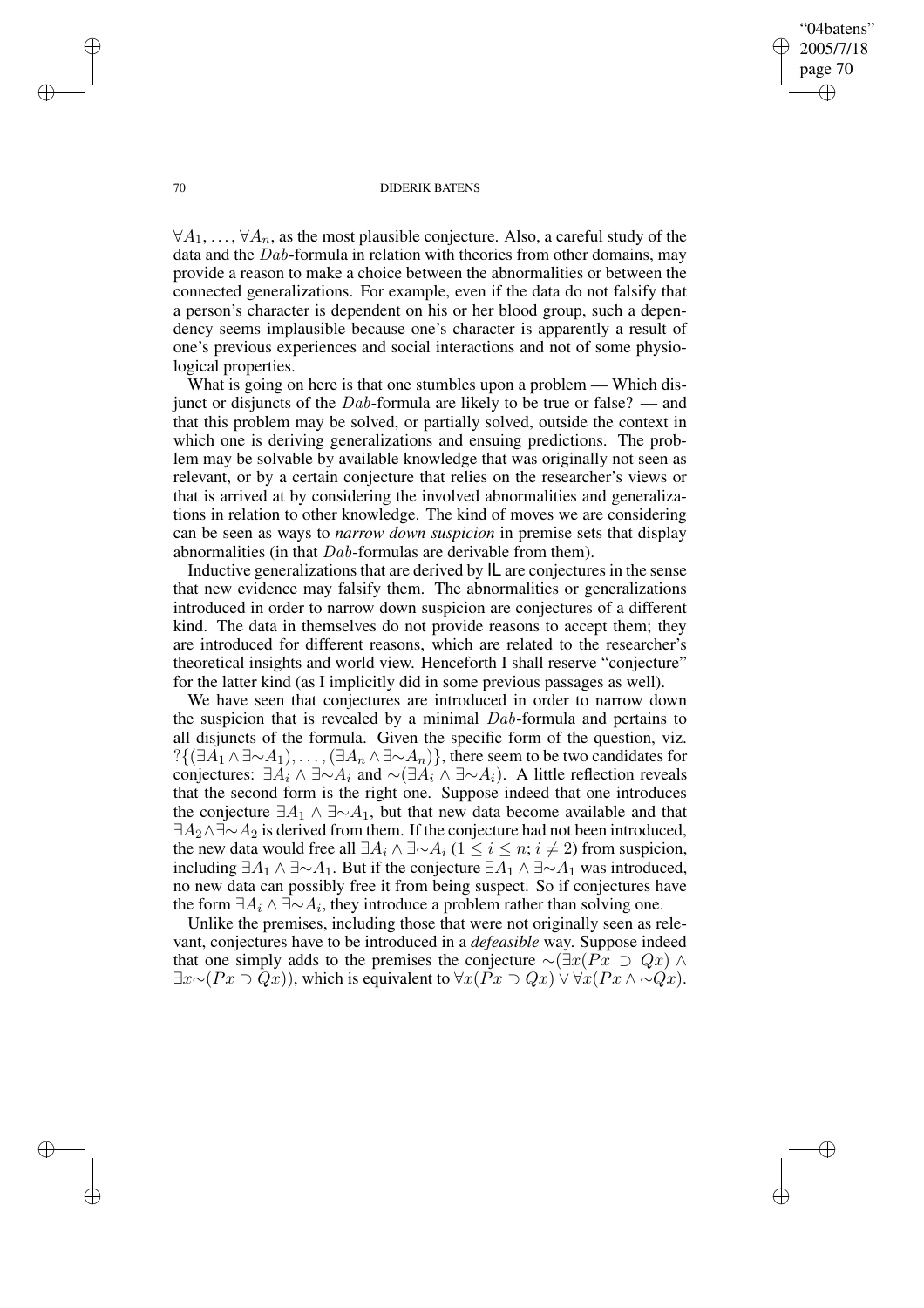$\forall A_1, \ldots, \forall A_n$, as the most plausible conjecture. Also, a careful study of the data and the $Dab$-formula in relation with theories from other domains, may provide a reason to make a choice between the abnormalities or between the connected generalizations. For example, even if the data do not falsify that a person's character is dependent on his or her blood group, such a dependency seems implausible because one's character is apparently a result of one's previous experiences and social interactions and not of some physiological properties.

What is going on here is that one stumbles upon a problem — Which disjunct or disjuncts of the $Dab$-formula are likely to be true or false? — and that this problem may be solved, or partially solved, outside the context in which one is deriving generalizations and ensuing predictions. The problem may be solvable by available knowledge that was originally not seen as relevant, or by a certain conjecture that relies on the researcher's views or that is arrived at by considering the involved abnormalities and generalizations in relation to other knowledge. The kind of moves we are considering can be seen as ways to *narrow down suspicion* in premise sets that display abnormalities (in that $Dab$-formulas are derivable from them).

Inductive generalizations that are derived by $\mathsf{IL}$ are conjectures in the sense that new evidence may falsify them. The abnormalities or generalizations introduced in order to narrow down suspicion are conjectures of a different kind. The data in themselves do not provide reasons to accept them; they are introduced for different reasons, which are related to the researcher's theoretical insights and world view. Henceforth I shall reserve "conjecture" for the latter kind (as I implicitly did in some previous passages as well).

We have seen that conjectures are introduced in order to narrow down the suspicion that is revealed by a minimal $Dab$-formula and pertains to all disjuncts of the formula. Given the specific form of the question, viz. $?\{(\exists A_1 \wedge \exists{\sim}A_1), \ldots, (\exists A_n \wedge \exists{\sim}A_n)\}$, there seem to be two candidates for conjectures: $\exists A_i \wedge \exists{\sim}A_i$ and ${\sim}(\exists A_i \wedge \exists{\sim}A_i)$. A little reflection reveals that the second form is the right one. Suppose indeed that one introduces the conjecture $\exists A_1 \wedge \exists{\sim}A_1$, but that new data become available and that $\exists A_2 \wedge \exists{\sim}A_2$ is derived from them. If the conjecture had not been introduced, the new data would free all $\exists A_i \wedge \exists{\sim}A_i$ $(1 \leq i \leq n; i \neq 2)$ from suspicion, including $\exists A_1 \wedge \exists{\sim}A_1$. But if the conjecture $\exists A_1 \wedge \exists{\sim}A_1$ was introduced, no new data can possibly free it from being suspect. So if conjectures have the form $\exists A_i \wedge \exists{\sim}A_i$, they introduce a problem rather than solving one.

Unlike the premises, including those that were not originally seen as relevant, conjectures have to be introduced in a *defeasible* way. Suppose indeed that one simply adds to the premises the conjecture ${\sim}(\exists x(Px \supset Qx) \wedge \exists x{\sim}(Px \supset Qx))$, which is equivalent to $\forall x(Px \supset Qx) \vee \forall x(Px \wedge {\sim}Qx)$.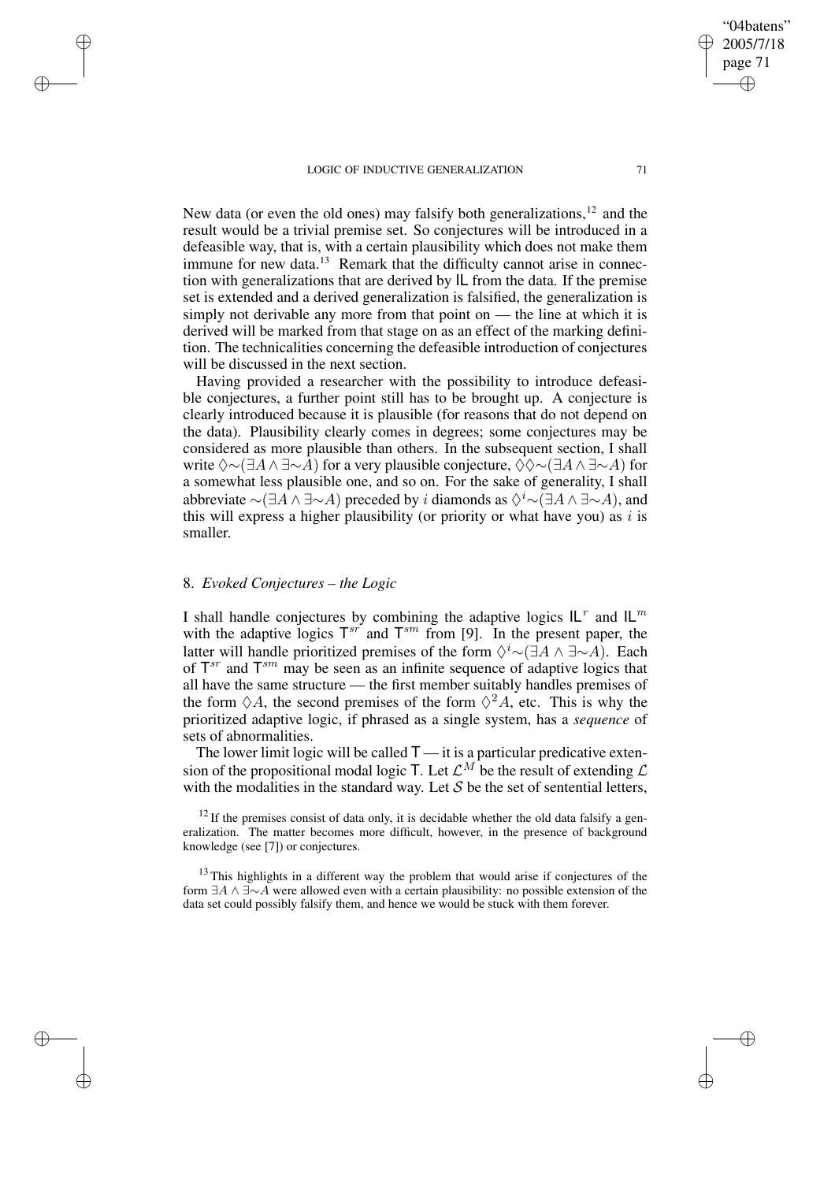New data (or even the old ones) may falsify both generalizations,[12] and the result would be a trivial premise set. So conjectures will be introduced in a defeasible way, that is, with a certain plausibility which does not make them immune for new data.[13] Remark that the difficulty cannot arise in connection with generalizations that are derived by IL from the data. If the premise set is extended and a derived generalization is falsified, the generalization is simply not derivable any more from that point on — the line at which it is derived will be marked from that stage on as an effect of the marking definition. The technicalities concerning the defeasible introduction of conjectures will be discussed in the next section.

Having provided a researcher with the possibility to introduce defeasible conjectures, a further point still has to be brought up. A conjecture is clearly introduced because it is plausible (for reasons that do not depend on the data). Plausibility clearly comes in degrees; some conjectures may be considered as more plausible than others. In the subsequent section, I shall write $\Diamond{\sim}(\exists A \wedge \exists{\sim}A)$ for a very plausible conjecture, $\Diamond\Diamond{\sim}(\exists A \wedge \exists{\sim}A)$ for a somewhat less plausible one, and so on. For the sake of generality, I shall abbreviate ${\sim}(\exists A \wedge \exists{\sim}A)$ preceded by $i$ diamonds as $\Diamond^i{\sim}(\exists A \wedge \exists{\sim}A)$, and this will express a higher plausibility (or priority or what have you) as $i$ is smaller.

## 8. *Evoked Conjectures – the Logic*

I shall handle conjectures by combining the adaptive logics $\mathsf{IL}^r$ and $\mathsf{IL}^m$ with the adaptive logics $\mathsf{T}^{sr}$ and $\mathsf{T}^{sm}$ from [9]. In the present paper, the latter will handle prioritized premises of the form $\Diamond^i{\sim}(\exists A \wedge \exists{\sim}A)$. Each of $\mathsf{T}^{sr}$ and $\mathsf{T}^{sm}$ may be seen as an infinite sequence of adaptive logics that all have the same structure — the first member suitably handles premises of the form $\Diamond A$, the second premises of the form $\Diamond^2 A$, etc. This is why the prioritized adaptive logic, if phrased as a single system, has a *sequence* of sets of abnormalities.

The lower limit logic will be called $\mathsf{T}$ — it is a particular predicative extension of the propositional modal logic $\mathsf{T}$. Let $\mathcal{L}^M$ be the result of extending $\mathcal{L}$ with the modalities in the standard way. Let $\mathcal{S}$ be the set of sentential letters,

[12] If the premises consist of data only, it is decidable whether the old data falsify a generalization. The matter becomes more difficult, however, in the presence of background knowledge (see [7]) or conjectures.

[13] This highlights in a different way the problem that would arise if conjectures of the form $\exists A \wedge \exists{\sim}A$ were allowed even with a certain plausibility: no possible extension of the data set could possibly falsify them, and hence we would be stuck with them forever.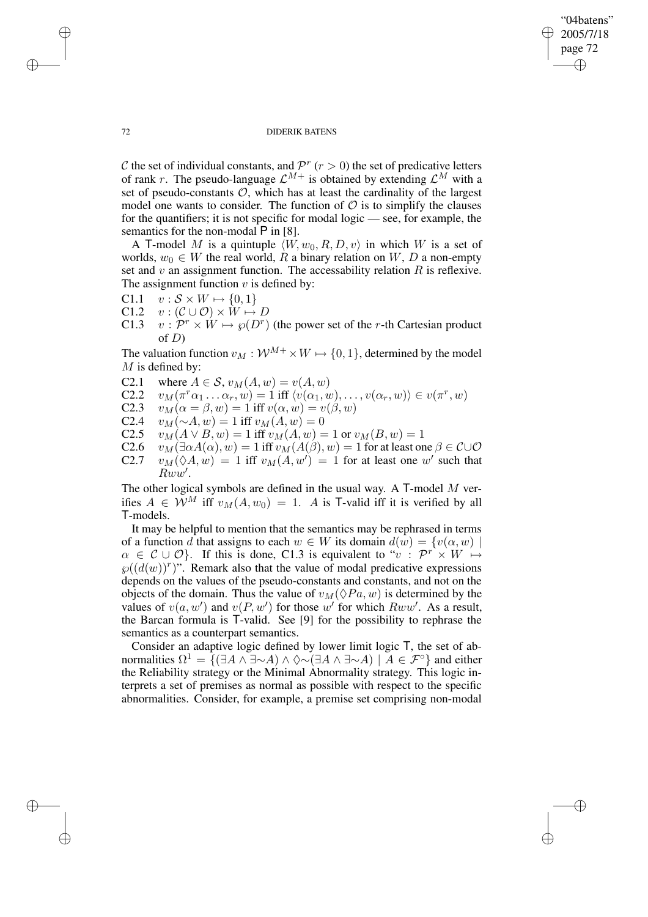$\mathcal{C}$ the set of individual constants, and $\mathcal{P}^r$ ($r > 0$) the set of predicative letters of rank $r$. The pseudo-language $\mathcal{L}^{M+}$ is obtained by extending $\mathcal{L}^M$ with a set of pseudo-constants $\mathcal{O}$, which has at least the cardinality of the largest model one wants to consider. The function of $\mathcal{O}$ is to simplify the clauses for the quantifiers; it is not specific for modal logic — see, for example, the semantics for the non-modal P in [8].

A T-model $M$ is a quintuple $\langle W, w_0, R, D, v\rangle$ in which $W$ is a set of worlds, $w_0 \in W$ the real world, $R$ a binary relation on $W$, $D$ a non-empty set and $v$ an assignment function. The accessability relation $R$ is reflexive. The assignment function $v$ is defined by:

C1.1 $\quad v : \mathcal{S} \times W \mapsto \{0, 1\}$

C1.2 $\quad v : (\mathcal{C} \cup \mathcal{O}) \times W \mapsto D$

C1.3 $\quad v : \mathcal{P}^r \times W \mapsto \wp(D^r)$ (the power set of the $r$-th Cartesian product of $D$)

The valuation function $v_M : \mathcal{W}^{M+} \times W \mapsto \{0, 1\}$, determined by the model $M$ is defined by:

C2.1 $\quad$ where $A \in \mathcal{S}$, $v_M(A, w) = v(A, w)$

C2.2 $\quad v_M(\pi^r\alpha_1 \ldots \alpha_r, w) = 1$ iff $\langle v(\alpha_1, w), \ldots, v(\alpha_r, w)\rangle \in v(\pi^r, w)$

C2.3 $\quad v_M(\alpha = \beta, w) = 1$ iff $v(\alpha, w) = v(\beta, w)$

C2.4 $\quad v_M({\sim}A, w) = 1$ iff $v_M(A, w) = 0$

C2.5 $\quad v_M(A \vee B, w) = 1$ iff $v_M(A, w) = 1$ or $v_M(B, w) = 1$

C2.6 $\quad v_M(\exists\alpha A(\alpha), w) = 1$ iff $v_M(A(\beta), w) = 1$ for at least one $\beta \in \mathcal{C} \cup \mathcal{O}$

C2.7 $\quad v_M(\Diamond A, w) = 1$ iff $v_M(A, w') = 1$ for at least one $w'$ such that $Rww'$.

The other logical symbols are defined in the usual way. A T-model $M$ verifies $A \in \mathcal{W}^M$ iff $v_M(A, w_0) = 1$. $A$ is T-valid iff it is verified by all T-models.

It may be helpful to mention that the semantics may be rephrased in terms of a function $d$ that assigns to each $w \in W$ its domain $d(w) = \{v(\alpha, w) \mid \alpha \in \mathcal{C} \cup \mathcal{O}\}$. If this is done, C1.3 is equivalent to "$v : \mathcal{P}^r \times W \mapsto \wp((d(w))^r)$". Remark also that the value of modal predicative expressions depends on the values of the pseudo-constants and constants, and not on the objects of the domain. Thus the value of $v_M(\Diamond Pa, w)$ is determined by the values of $v(a, w')$ and $v(P, w')$ for those $w'$ for which $Rww'$. As a result, the Barcan formula is T-valid. See [9] for the possibility to rephrase the semantics as a counterpart semantics.

Consider an adaptive logic defined by lower limit logic T, the set of abnormalities $\Omega^1 = \{(\exists A \wedge \exists{\sim}A) \wedge \Diamond{\sim}(\exists A \wedge \exists{\sim}A) \mid A \in \mathcal{F}^\circ\}$ and either the Reliability strategy or the Minimal Abnormality strategy. This logic interprets a set of premises as normal as possible with respect to the specific abnormalities. Consider, for example, a premise set comprising non-modal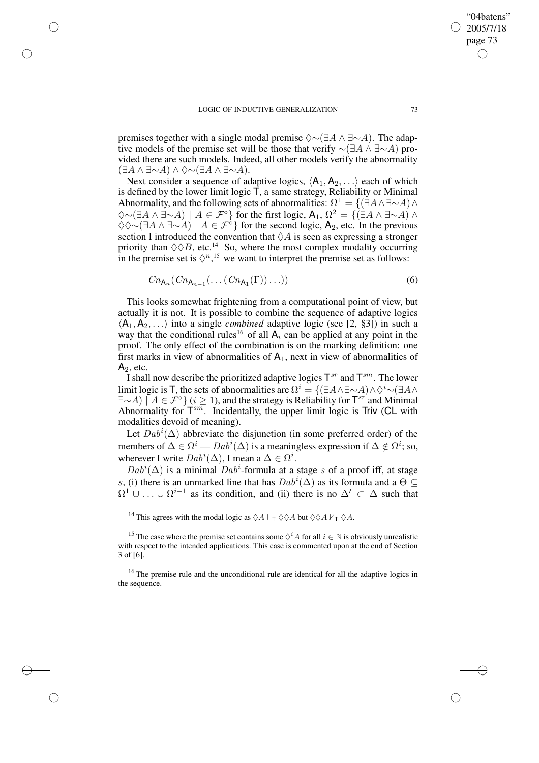premises together with a single modal premise $\Diamond{\sim}(\exists A \wedge \exists{\sim}A)$. The adaptive models of the premise set will be those that verify ${\sim}(\exists A \wedge \exists{\sim}A)$ provided there are such models. Indeed, all other models verify the abnormality $(\exists A \wedge \exists{\sim}A) \wedge \Diamond{\sim}(\exists A \wedge \exists{\sim}A)$.

Next consider a sequence of adaptive logics, $\langle \mathsf{A}_1, \mathsf{A}_2, \ldots \rangle$ each of which is defined by the lower limit logic $\mathsf{T}$, a same strategy, Reliability or Minimal Abnormality, and the following sets of abnormalities: $\Omega^1 = \{(\exists A \wedge \exists{\sim}A) \wedge \Diamond{\sim}(\exists A \wedge \exists{\sim}A) \mid A \in \mathcal{F}^\circ\}$ for the first logic, $\mathsf{A}_1$, $\Omega^2 = \{(\exists A \wedge \exists{\sim}A) \wedge \Diamond\Diamond{\sim}(\exists A \wedge \exists{\sim}A) \mid A \in \mathcal{F}^\circ\}$ for the second logic, $\mathsf{A}_2$, etc. In the previous section I introduced the convention that $\Diamond A$ is seen as expressing a stronger priority than $\Diamond\Diamond B$, etc.[14] So, where the most complex modality occurring in the premise set is $\Diamond^n$,[15] we want to interpret the premise set as follows:

$$Cn_{\mathsf{A}_n}(Cn_{\mathsf{A}_{n-1}}(\ldots(Cn_{\mathsf{A}_1}(\Gamma))\ldots)) \tag{6}$$

This looks somewhat frightening from a computational point of view, but actually it is not. It is possible to combine the sequence of adaptive logics $\langle \mathsf{A}_1, \mathsf{A}_2, \ldots \rangle$ into a single *combined* adaptive logic (see [2, §3]) in such a way that the conditional rules[16] of all $\mathsf{A}_i$ can be applied at any point in the proof. The only effect of the combination is on the marking definition: one first marks in view of abnormalities of $\mathsf{A}_1$, next in view of abnormalities of $\mathsf{A}_2$, etc.

I shall now describe the prioritized adaptive logics $\mathsf{T}^{sr}$ and $\mathsf{T}^{sm}$. The lower limit logic is $\mathsf{T}$, the sets of abnormalities are $\Omega^i = \{(\exists A \wedge \exists{\sim}A) \wedge \Diamond^i{\sim}(\exists A \wedge \exists{\sim}A) \mid A \in \mathcal{F}^\circ\}$ ($i \geq 1$), and the strategy is Reliability for $\mathsf{T}^{sr}$ and Minimal Abnormality for $\mathsf{T}^{sm}$. Incidentally, the upper limit logic is $\mathsf{Triv}$ ($\mathsf{CL}$ with modalities devoid of meaning).

Let $Dab^i(\Delta)$ abbreviate the disjunction (in some preferred order) of the members of $\Delta \in \Omega^i$ — $Dab^i(\Delta)$ is a meaningless expression if $\Delta \notin \Omega^i$; so, wherever I write $Dab^i(\Delta)$, I mean a $\Delta \in \Omega^i$.

$Dab^i(\Delta)$ is a minimal $Dab^i$-formula at a stage $s$ of a proof iff, at stage $s$, (i) there is an unmarked line that has $Dab^i(\Delta)$ as its formula and a $\Theta \subseteq \Omega^1 \cup \ldots \cup \Omega^{i-1}$ as its condition, and (ii) there is no $\Delta' \subset \Delta$ such that

---

[14] This agrees with the modal logic as $\Diamond A \vdash_{\mathsf{T}} \Diamond\Diamond A$ but $\Diamond\Diamond A \nvdash_{\mathsf{T}} \Diamond A$.

[15] The case where the premise set contains some $\Diamond^i A$ for all $i \in \mathbb{N}$ is obviously unrealistic with respect to the intended applications. This case is commented upon at the end of Section 3 of [6].

[16] The premise rule and the unconditional rule are identical for all the adaptive logics in the sequence.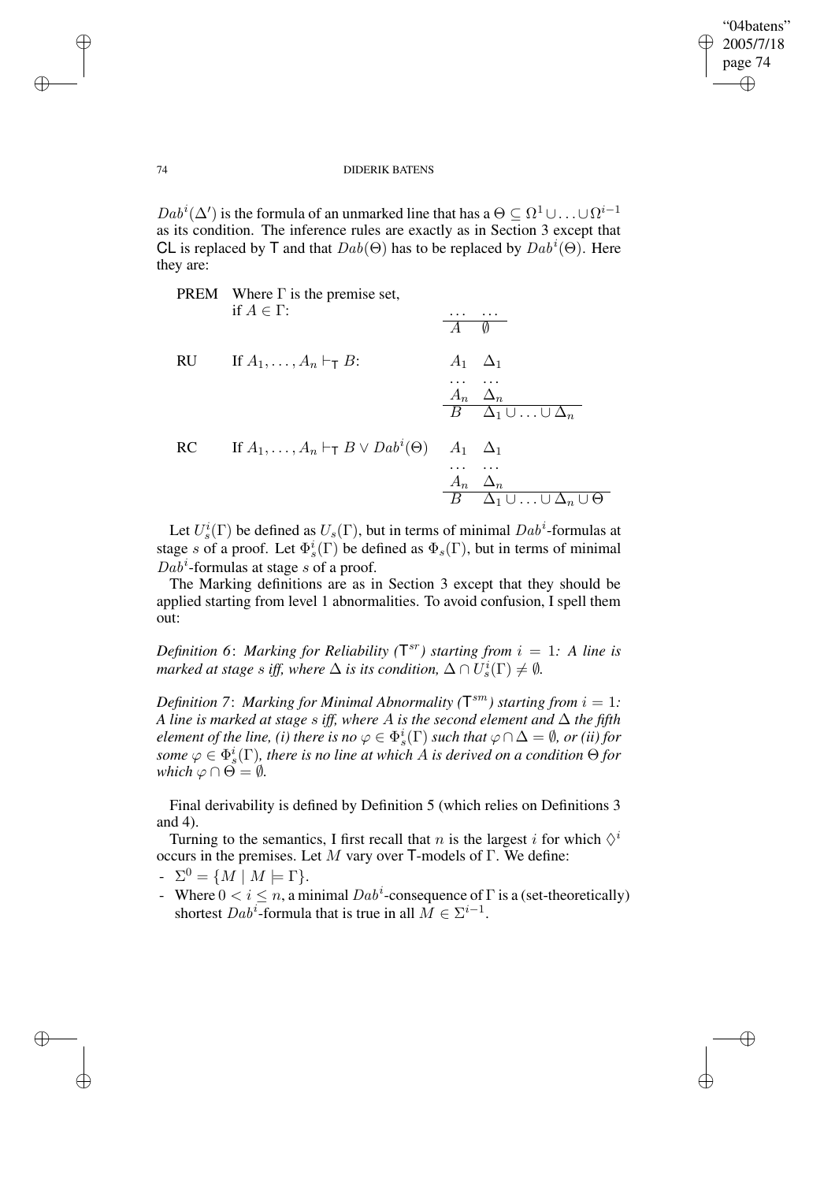$Dab^i(\Delta')$ is the formula of an unmarked line that has a $\Theta \subseteq \Omega^1 \cup \ldots \cup \Omega^{i-1}$ as its condition. The inference rules are exactly as in Section 3 except that $\mathsf{CL}$ is replaced by $\mathsf{T}$ and that $Dab(\Theta)$ has to be replaced by $Dab^i(\Theta)$. Here they are:

PREM Where $\Gamma$ is the premise set, if $A \in \Gamma$:

$$\begin{array}{ll} \ldots & \ldots \\ \hline A & \emptyset \end{array}$$

RU If $A_1, \ldots, A_n \vdash_{\mathsf{T}} B$:

$$\begin{array}{ll} A_1 & \Delta_1 \\ \ldots & \ldots \\ A_n & \Delta_n \\ \hline B & \Delta_1 \cup \ldots \cup \Delta_n \end{array}$$

RC If $A_1, \ldots, A_n \vdash_{\mathsf{T}} B \vee Dab^i(\Theta)$

$$\begin{array}{ll} A_1 & \Delta_1 \\ \ldots & \ldots \\ A_n & \Delta_n \\ \hline B & \Delta_1 \cup \ldots \cup \Delta_n \cup \Theta \end{array}$$

Let $U^i_s(\Gamma)$ be defined as $U_s(\Gamma)$, but in terms of minimal $Dab^i$-formulas at stage $s$ of a proof. Let $\Phi^i_s(\Gamma)$ be defined as $\Phi_s(\Gamma)$, but in terms of minimal $Dab^i$-formulas at stage $s$ of a proof.

The Marking definitions are as in Section 3 except that they should be applied starting from level 1 abnormalities. To avoid confusion, I spell them out:

*Definition 6*: *Marking for Reliability ($\mathsf{T}^{sr}$) starting from $i = 1$: A line is marked at stage $s$ iff, where $\Delta$ is its condition, $\Delta \cap U^i_s(\Gamma) \neq \emptyset$.*

*Definition 7*: *Marking for Minimal Abnormality ($\mathsf{T}^{sm}$) starting from $i = 1$: A line is marked at stage $s$ iff, where $A$ is the second element and $\Delta$ the fifth element of the line, (i) there is no $\varphi \in \Phi^i_s(\Gamma)$ such that $\varphi \cap \Delta = \emptyset$, or (ii) for some $\varphi \in \Phi^i_s(\Gamma)$, there is no line at which $A$ is derived on a condition $\Theta$ for which $\varphi \cap \Theta = \emptyset$.*

Final derivability is defined by Definition 5 (which relies on Definitions 3 and 4).

Turning to the semantics, I first recall that $n$ is the largest $i$ for which $\Diamond^i$ occurs in the premises. Let $M$ vary over $\mathsf{T}$-models of $\Gamma$. We define:

- $\Sigma^0 = \{M \mid M \models \Gamma\}$.
- Where $0 < i \leq n$, a minimal $Dab^i$-consequence of $\Gamma$ is a (set-theoretically) shortest $Dab^i$-formula that is true in all $M \in \Sigma^{i-1}$.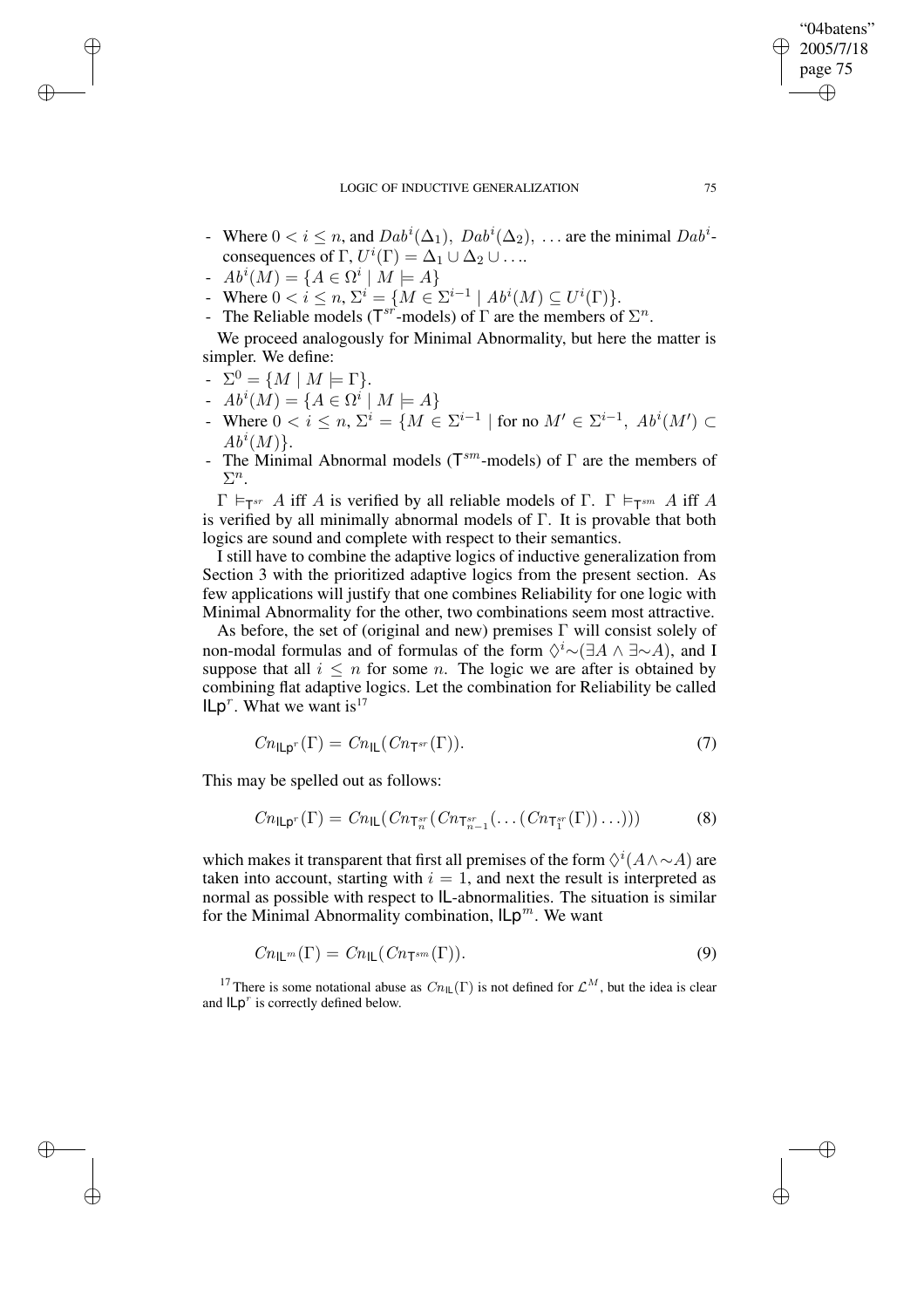- Where $0 < i \leq n$, and $Dab^i(\Delta_1),\ Dab^i(\Delta_2),\ \ldots$ are the minimal $Dab^i$-consequences of $\Gamma$, $U^i(\Gamma) = \Delta_1 \cup \Delta_2 \cup \ldots$.
- $Ab^i(M) = \{A \in \Omega^i \mid M \models A\}$
- Where $0 < i \leq n$, $\Sigma^i = \{M \in \Sigma^{i-1} \mid Ab^i(M) \subseteq U^i(\Gamma)\}$.
- The Reliable models ($\mathsf{T}^{sr}$-models) of $\Gamma$ are the members of $\Sigma^n$.

We proceed analogously for Minimal Abnormality, but here the matter is simpler. We define:

- $\Sigma^0 = \{M \mid M \models \Gamma\}$.
- $Ab^i(M) = \{A \in \Omega^i \mid M \models A\}$
- Where $0 < i \leq n$, $\Sigma^i = \{M \in \Sigma^{i-1} \mid$ for no $M' \in \Sigma^{i-1},\ Ab^i(M') \subset Ab^i(M)\}$.
- The Minimal Abnormal models ($\mathsf{T}^{sm}$-models) of $\Gamma$ are the members of $\Sigma^n$.

$\Gamma \models_{\mathsf{T}^{sr}} A$ iff $A$ is verified by all reliable models of $\Gamma$. $\Gamma \models_{\mathsf{T}^{sm}} A$ iff $A$ is verified by all minimally abnormal models of $\Gamma$. It is provable that both logics are sound and complete with respect to their semantics.

I still have to combine the adaptive logics of inductive generalization from Section 3 with the prioritized adaptive logics from the present section. As few applications will justify that one combines Reliability for one logic with Minimal Abnormality for the other, two combinations seem most attractive.

As before, the set of (original and new) premises $\Gamma$ will consist solely of non-modal formulas and of formulas of the form $\Diamond^i{\sim}(\exists A \wedge \exists{\sim}A)$, and I suppose that all $i \leq n$ for some $n$. The logic we are after is obtained by combining flat adaptive logics. Let the combination for Reliability be called $\mathsf{ILp}^r$. What we want is[17]

$$Cn_{\mathsf{ILp}^r}(\Gamma) = Cn_{\mathsf{IL}}(Cn_{\mathsf{T}^{sr}}(\Gamma)). \tag{7}$$

This may be spelled out as follows:

$$Cn_{\mathsf{ILp}^r}(\Gamma) = Cn_{\mathsf{IL}}(Cn_{\mathsf{T}^{sr}_n}(Cn_{\mathsf{T}^{sr}_{n-1}}(\ldots(Cn_{\mathsf{T}^{sr}_1}(\Gamma))\ldots))) \tag{8}$$

which makes it transparent that first all premises of the form $\Diamond^i(A \wedge {\sim}A)$ are taken into account, starting with $i = 1$, and next the result is interpreted as normal as possible with respect to $\mathsf{IL}$-abnormalities. The situation is similar for the Minimal Abnormality combination, $\mathsf{ILp}^m$. We want

$$Cn_{\mathsf{IL}^m}(\Gamma) = Cn_{\mathsf{IL}}(Cn_{\mathsf{T}^{sm}}(\Gamma)). \tag{9}$$

[17] There is some notational abuse as $Cn_{\mathsf{IL}}(\Gamma)$ is not defined for $\mathcal{L}^M$, but the idea is clear and $\mathsf{ILp}^r$ is correctly defined below.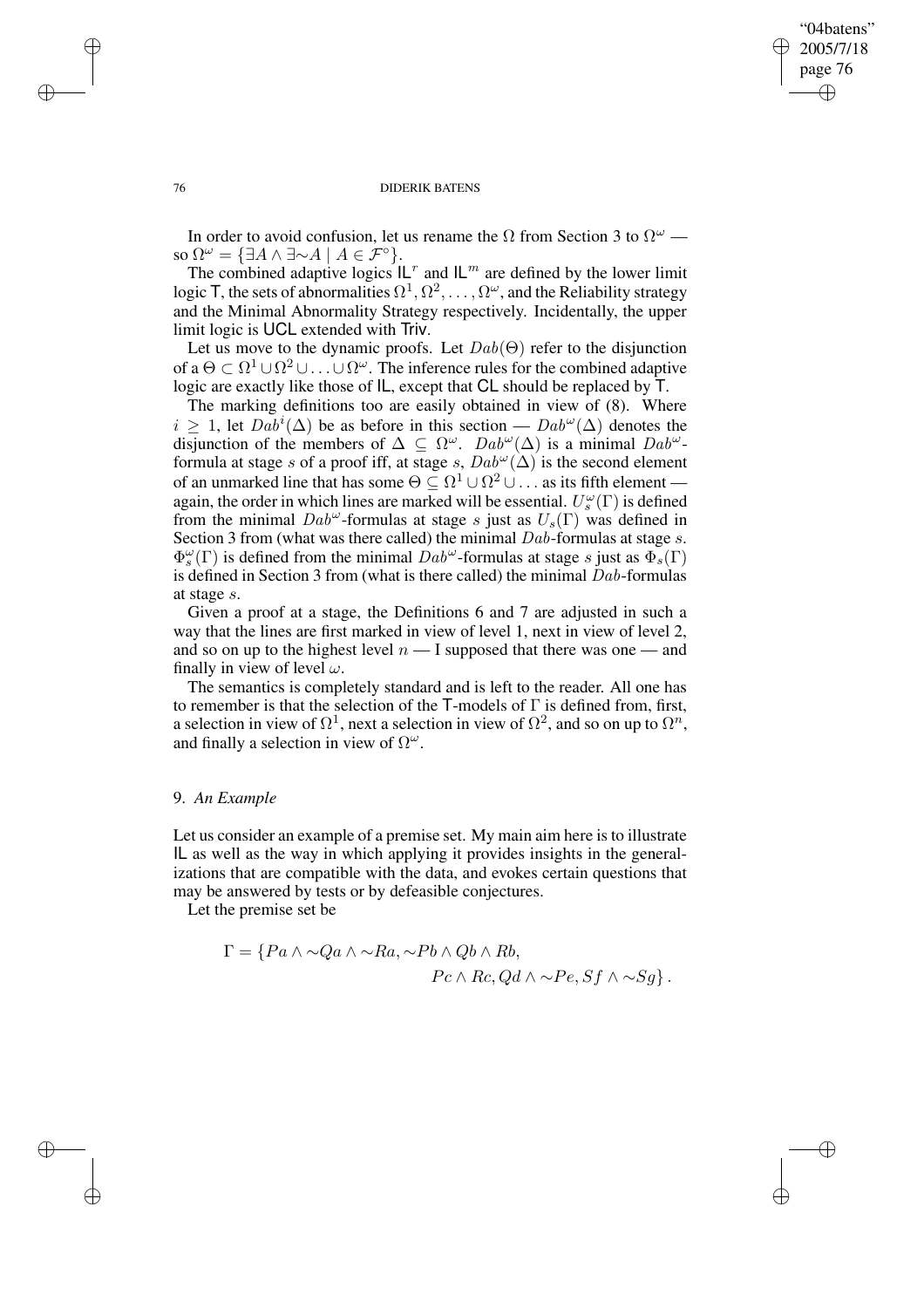In order to avoid confusion, let us rename the $\Omega$ from Section 3 to $\Omega^\omega$ — so $\Omega^\omega = \{\exists A \wedge \exists{\sim}A \mid A \in \mathcal{F}^\circ\}$.

The combined adaptive logics $\mathsf{IL}^r$ and $\mathsf{IL}^m$ are defined by the lower limit logic $\mathsf{T}$, the sets of abnormalities $\Omega^1, \Omega^2, \ldots, \Omega^\omega$, and the Reliability strategy and the Minimal Abnormality Strategy respectively. Incidentally, the upper limit logic is $\mathsf{UCL}$ extended with $\mathsf{Triv}$.

Let us move to the dynamic proofs. Let $Dab(\Theta)$ refer to the disjunction of a $\Theta \subset \Omega^1 \cup \Omega^2 \cup \ldots \cup \Omega^\omega$. The inference rules for the combined adaptive logic are exactly like those of $\mathsf{IL}$, except that $\mathsf{CL}$ should be replaced by $\mathsf{T}$.

The marking definitions too are easily obtained in view of (8). Where $i \geq 1$, let $Dab^i(\Delta)$ be as before in this section — $Dab^\omega(\Delta)$ denotes the disjunction of the members of $\Delta \subseteq \Omega^\omega$. $Dab^\omega(\Delta)$ is a minimal $Dab^\omega$-formula at stage $s$ of a proof iff, at stage $s$, $Dab^\omega(\Delta)$ is the second element of an unmarked line that has some $\Theta \subseteq \Omega^1 \cup \Omega^2 \cup \ldots$ as its fifth element — again, the order in which lines are marked will be essential. $U^\omega_s(\Gamma)$ is defined from the minimal $Dab^\omega$-formulas at stage $s$ just as $U_s(\Gamma)$ was defined in Section 3 from (what was there called) the minimal $Dab$-formulas at stage $s$. $\Phi^\omega_s(\Gamma)$ is defined from the minimal $Dab^\omega$-formulas at stage $s$ just as $\Phi_s(\Gamma)$ is defined in Section 3 from (what is there called) the minimal $Dab$-formulas at stage $s$.

Given a proof at a stage, the Definitions 6 and 7 are adjusted in such a way that the lines are first marked in view of level 1, next in view of level 2, and so on up to the highest level $n$ — I supposed that there was one — and finally in view of level $\omega$.

The semantics is completely standard and is left to the reader. All one has to remember is that the selection of the $\mathsf{T}$-models of $\Gamma$ is defined from, first, a selection in view of $\Omega^1$, next a selection in view of $\Omega^2$, and so on up to $\Omega^n$, and finally a selection in view of $\Omega^\omega$.

## 9. *An Example*

Let us consider an example of a premise set. My main aim here is to illustrate $\mathsf{IL}$ as well as the way in which applying it provides insights in the generalizations that are compatible with the data, and evokes certain questions that may be answered by tests or by defeasible conjectures.

Let the premise set be

$$\Gamma = \{Pa \wedge {\sim}Qa \wedge {\sim}Ra, {\sim}Pb \wedge Qb \wedge Rb, Pc \wedge Rc, Qd \wedge {\sim}Pe, Sf \wedge {\sim}Sg\}.$$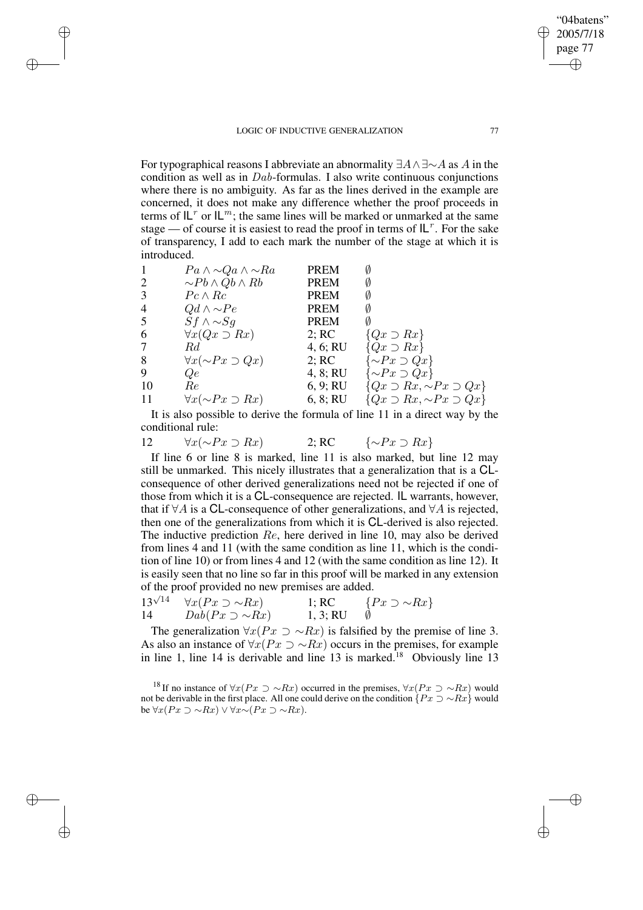For typographical reasons I abbreviate an abnormality $\exists A \wedge \exists{\sim}A$ as $A$ in the condition as well as in $Dab$-formulas. I also write continuous conjunctions where there is no ambiguity. As far as the lines derived in the example are concerned, it does not make any difference whether the proof proceeds in terms of $\mathsf{IL}^r$ or $\mathsf{IL}^m$; the same lines will be marked or unmarked at the same stage — of course it is easiest to read the proof in terms of $\mathsf{IL}^r$. For the sake of transparency, I add to each mark the number of the stage at which it is introduced.

| | | | |
|---|---|---|---|
| 1 | $Pa \wedge {\sim}Qa \wedge {\sim}Ra$ | PREM | $\emptyset$ |
| 2 | ${\sim}Pb \wedge Qb \wedge Rb$ | PREM | $\emptyset$ |
| 3 | $Pc \wedge Rc$ | PREM | $\emptyset$ |
| 4 | $Qd \wedge {\sim}Pe$ | PREM | $\emptyset$ |
| 5 | $Sf \wedge {\sim}Sg$ | PREM | $\emptyset$ |
| 6 | $\forall x(Qx \supset Rx)$ | 2; RC | $\{Qx \supset Rx\}$ |
| 7 | $Rd$ | 4, 6; RU | $\{Qx \supset Rx\}$ |
| 8 | $\forall x({\sim}Px \supset Qx)$ | 2; RC | $\{{\sim}Px \supset Qx\}$ |
| 9 | $Qe$ | 4, 8; RU | $\{{\sim}Px \supset Qx\}$ |
| 10 | $Re$ | 6, 9; RU | $\{Qx \supset Rx, {\sim}Px \supset Qx\}$ |
| 11 | $\forall x({\sim}Px \supset Rx)$ | 6, 8; RU | $\{Qx \supset Rx, {\sim}Px \supset Qx\}$ |

It is also possible to derive the formula of line 11 in a direct way by the conditional rule:

| | | | |
|---|---|---|---|
| 12 | $\forall x({\sim}Px \supset Rx)$ | 2; RC | $\{{\sim}Px \supset Rx\}$ |

If line 6 or line 8 is marked, line 11 is also marked, but line 12 may still be unmarked. This nicely illustrates that a generalization that is a CL-consequence of other derived generalizations need not be rejected if one of those from which it is a CL-consequence are rejected. IL warrants, however, that if $\forall A$ is a CL-consequence of other generalizations, and $\forall A$ is rejected, then one of the generalizations from which it is CL-derived is also rejected. The inductive prediction $Re$, here derived in line 10, may also be derived from lines 4 and 11 (with the same condition as line 11, which is the condition of line 10) or from lines 4 and 12 (with the same condition as line 12). It is easily seen that no line so far in this proof will be marked in any extension of the proof provided no new premises are added.

| | | | |
|---|---|---|---|
| $13^{\surd 14}$ | $\forall x(Px \supset {\sim}Rx)$ | 1; RC | $\{Px \supset {\sim}Rx\}$ |
| 14 | $Dab(Px \supset {\sim}Rx)$ | 1, 3; RU | $\emptyset$ |

The generalization $\forall x(Px \supset {\sim}Rx)$ is falsified by the premise of line 3. As also an instance of $\forall x(Px \supset {\sim}Rx)$ occurs in the premises, for example in line 1, line 14 is derivable and line 13 is marked.[18] Obviously line 13

[18] If no instance of $\forall x(Px \supset {\sim}Rx)$ occurred in the premises, $\forall x(Px \supset {\sim}Rx)$ would not be derivable in the first place. All one could derive on the condition $\{Px \supset {\sim}Rx\}$ would be $\forall x(Px \supset {\sim}Rx) \vee \forall x{\sim}(Px \supset {\sim}Rx)$.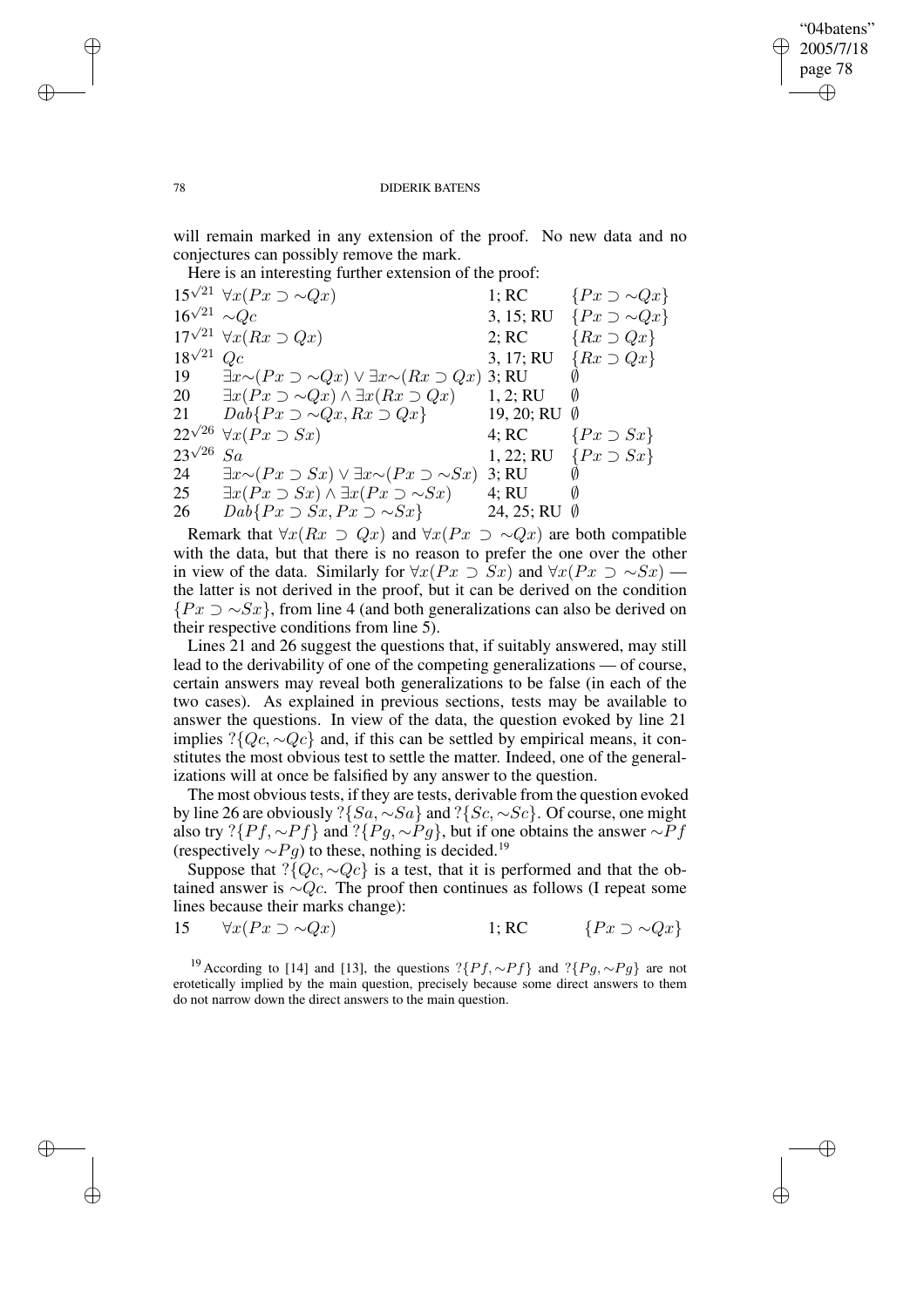will remain marked in any extension of the proof. No new data and no conjectures can possibly remove the mark.

Here is an interesting further extension of the proof:

| | | | |
|---|---|---|---|
| $15^{\surd 21}$ | $\forall x(Px \supset {\sim}Qx)$ | 1; RC | $\{Px \supset {\sim}Qx\}$ |
| $16^{\surd 21}$ | ${\sim}Qc$ | 3, 15; RU | $\{Px \supset {\sim}Qx\}$ |
| $17^{\surd 21}$ | $\forall x(Rx \supset Qx)$ | 2; RC | $\{Rx \supset Qx\}$ |
| $18^{\surd 21}$ | $Qc$ | 3, 17; RU | $\{Rx \supset Qx\}$ |
| 19 | $\exists x{\sim}(Px \supset {\sim}Qx) \vee \exists x{\sim}(Rx \supset Qx)$ | 3; RU | $\emptyset$ |
| 20 | $\exists x(Px \supset {\sim}Qx) \wedge \exists x(Rx \supset Qx)$ | 1, 2; RU | $\emptyset$ |
| 21 | $Dab\{Px \supset {\sim}Qx, Rx \supset Qx\}$ | 19, 20; RU | $\emptyset$ |
| $22^{\surd 26}$ | $\forall x(Px \supset Sx)$ | 4; RC | $\{Px \supset Sx\}$ |
| $23^{\surd 26}$ | $Sa$ | 1, 22; RU | $\{Px \supset Sx\}$ |
| 24 | $\exists x{\sim}(Px \supset Sx) \vee \exists x{\sim}(Px \supset {\sim}Sx)$ | 3; RU | $\emptyset$ |
| 25 | $\exists x(Px \supset Sx) \wedge \exists x(Px \supset {\sim}Sx)$ | 4; RU | $\emptyset$ |
| 26 | $Dab\{Px \supset Sx, Px \supset {\sim}Sx\}$ | 24, 25; RU | $\emptyset$ |

Remark that $\forall x(Rx \supset Qx)$ and $\forall x(Px \supset {\sim}Qx)$ are both compatible with the data, but that there is no reason to prefer the one over the other in view of the data. Similarly for $\forall x(Px \supset Sx)$ and $\forall x(Px \supset {\sim}Sx)$ — the latter is not derived in the proof, but it can be derived on the condition $\{Px \supset {\sim}Sx\}$, from line 4 (and both generalizations can also be derived on their respective conditions from line 5).

Lines 21 and 26 suggest the questions that, if suitably answered, may still lead to the derivability of one of the competing generalizations — of course, certain answers may reveal both generalizations to be false (in each of the two cases). As explained in previous sections, tests may be available to answer the questions. In view of the data, the question evoked by line 21 implies $?\{Qc, {\sim}Qc\}$ and, if this can be settled by empirical means, it constitutes the most obvious test to settle the matter. Indeed, one of the generalizations will at once be falsified by any answer to the question.

The most obvious tests, if they are tests, derivable from the question evoked by line 26 are obviously $?\{Sa, {\sim}Sa\}$ and $?\{Sc, {\sim}Sc\}$. Of course, one might also try $?\{Pf, {\sim}Pf\}$ and $?\{Pg, {\sim}Pg\}$, but if one obtains the answer ${\sim}Pf$ (respectively ${\sim}Pg$) to these, nothing is decided.[19]

Suppose that $?\{Qc, {\sim}Qc\}$ is a test, that it is performed and that the obtained answer is ${\sim}Qc$. The proof then continues as follows (I repeat some lines because their marks change):

| | | | |
|---|---|---|---|
| 15 | $\forall x(Px \supset {\sim}Qx)$ | 1; RC | $\{Px \supset {\sim}Qx\}$ |

[19] According to [14] and [13], the questions $?\{Pf, {\sim}Pf\}$ and $?\{Pg, {\sim}Pg\}$ are not erotetically implied by the main question, precisely because some direct answers to them do not narrow down the direct answers to the main question.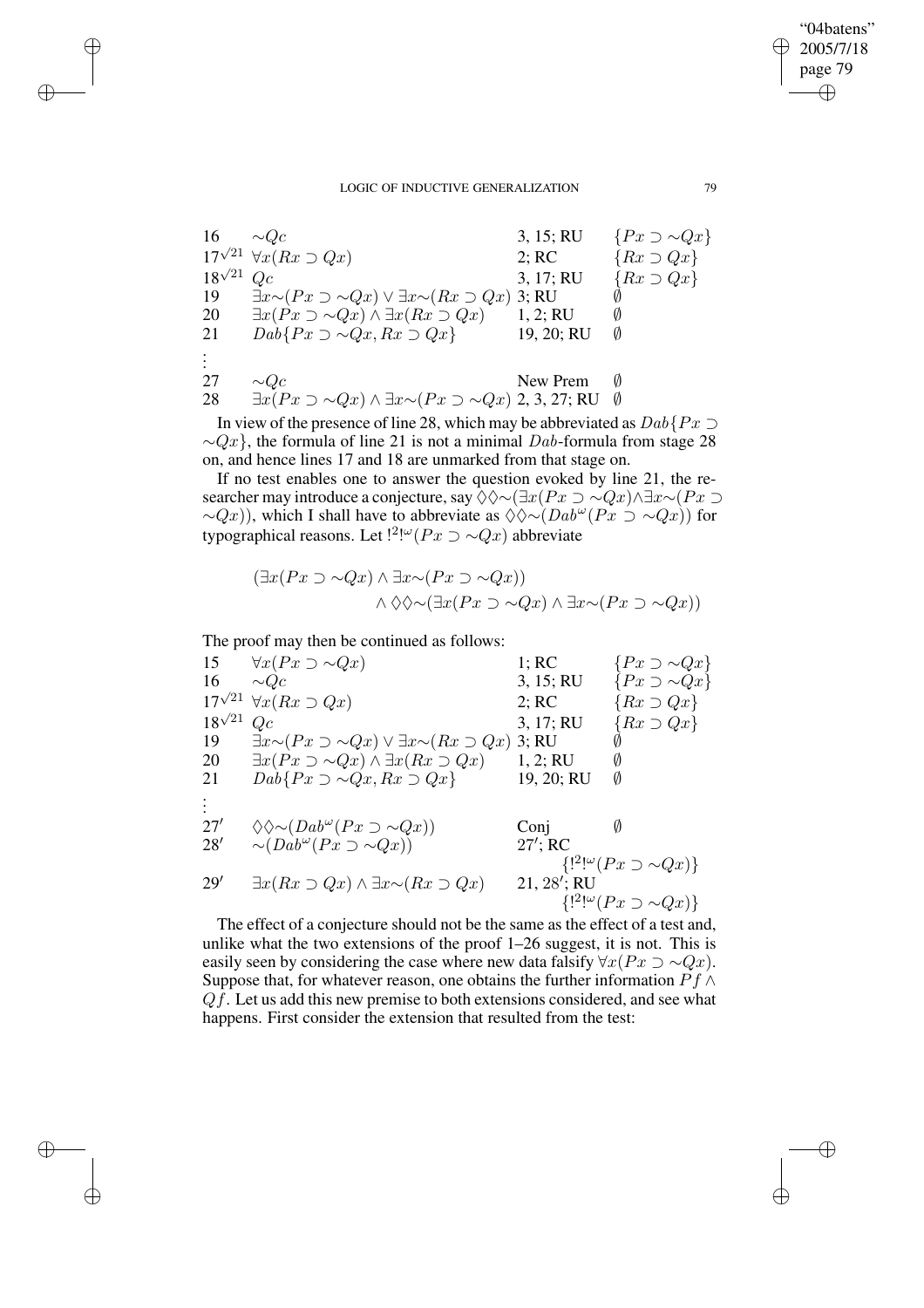| | | | |
|---|---|---|---|
| 16 | $\sim Qc$ | 3, 15; RU | $\{Px \supset \sim Qx\}$ |
| $17^{\surd 21}$ | $\forall x(Rx \supset Qx)$ | 2; RC | $\{Rx \supset Qx\}$ |
| $18^{\surd 21}$ | $Qc$ | 3, 17; RU | $\{Rx \supset Qx\}$ |
| 19 | $\exists x{\sim}(Px \supset \sim Qx) \vee \exists x{\sim}(Rx \supset Qx)$ | 3; RU | $\emptyset$ |
| 20 | $\exists x(Px \supset \sim Qx) \wedge \exists x(Rx \supset Qx)$ | 1, 2; RU | $\emptyset$ |
| 21 | $Dab\{Px \supset \sim Qx, Rx \supset Qx\}$ | 19, 20; RU | $\emptyset$ |
| ⋮ | | | |
| 27 | $\sim Qc$ | New Prem | $\emptyset$ |
| 28 | $\exists x(Px \supset \sim Qx) \wedge \exists x{\sim}(Px \supset \sim Qx)$ | 2, 3, 27; RU | $\emptyset$ |

In view of the presence of line 28, which may be abbreviated as $Dab\{Px \supset \sim Qx\}$, the formula of line 21 is not a minimal $Dab$-formula from stage 28 on, and hence lines 17 and 18 are unmarked from that stage on.

If no test enables one to answer the question evoked by line 21, the researcher may introduce a conjecture, say $\Diamond\Diamond{\sim}(\exists x(Px \supset \sim Qx) \wedge \exists x{\sim}(Px \supset \sim Qx))$, which I shall have to abbreviate as $\Diamond\Diamond{\sim}(Dab^{\omega}(Px \supset \sim Qx))$ for typographical reasons. Let $!^{2}!^{\omega}(Px \supset \sim Qx)$ abbreviate

$$(\exists x(Px \supset \sim Qx) \wedge \exists x{\sim}(Px \supset \sim Qx)) \wedge \Diamond\Diamond{\sim}(\exists x(Px \supset \sim Qx) \wedge \exists x{\sim}(Px \supset \sim Qx))$$

The proof may then be continued as follows:

| | | | |
|---|---|---|---|
| 15 | $\forall x(Px \supset \sim Qx)$ | 1; RC | $\{Px \supset \sim Qx\}$ |
| 16 | $\sim Qc$ | 3, 15; RU | $\{Px \supset \sim Qx\}$ |
| $17^{\surd 21}$ | $\forall x(Rx \supset Qx)$ | 2; RC | $\{Rx \supset Qx\}$ |
| $18^{\surd 21}$ | $Qc$ | 3, 17; RU | $\{Rx \supset Qx\}$ |
| 19 | $\exists x{\sim}(Px \supset \sim Qx) \vee \exists x{\sim}(Rx \supset Qx)$ | 3; RU | $\emptyset$ |
| 20 | $\exists x(Px \supset \sim Qx) \wedge \exists x(Rx \supset Qx)$ | 1, 2; RU | $\emptyset$ |
| 21 | $Dab\{Px \supset \sim Qx, Rx \supset Qx\}$ | 19, 20; RU | $\emptyset$ |
| ⋮ | | | |
| $27'$ | $\Diamond\Diamond{\sim}(Dab^{\omega}(Px \supset \sim Qx))$ | Conj | $\emptyset$ |
| $28'$ | ${\sim}(Dab^{\omega}(Px \supset \sim Qx))$ | $27'$; RC | $\{!^{2}!^{\omega}(Px \supset \sim Qx)\}$ |
| $29'$ | $\exists x(Rx \supset Qx) \wedge \exists x{\sim}(Rx \supset Qx)$ | 21, $28'$; RU | $\{!^{2}!^{\omega}(Px \supset \sim Qx)\}$ |

The effect of a conjecture should not be the same as the effect of a test and, unlike what the two extensions of the proof 1–26 suggest, it is not. This is easily seen by considering the case where new data falsify $\forall x(Px \supset \sim Qx)$. Suppose that, for whatever reason, one obtains the further information $Pf \wedge Qf$. Let us add this new premise to both extensions considered, and see what happens. First consider the extension that resulted from the test: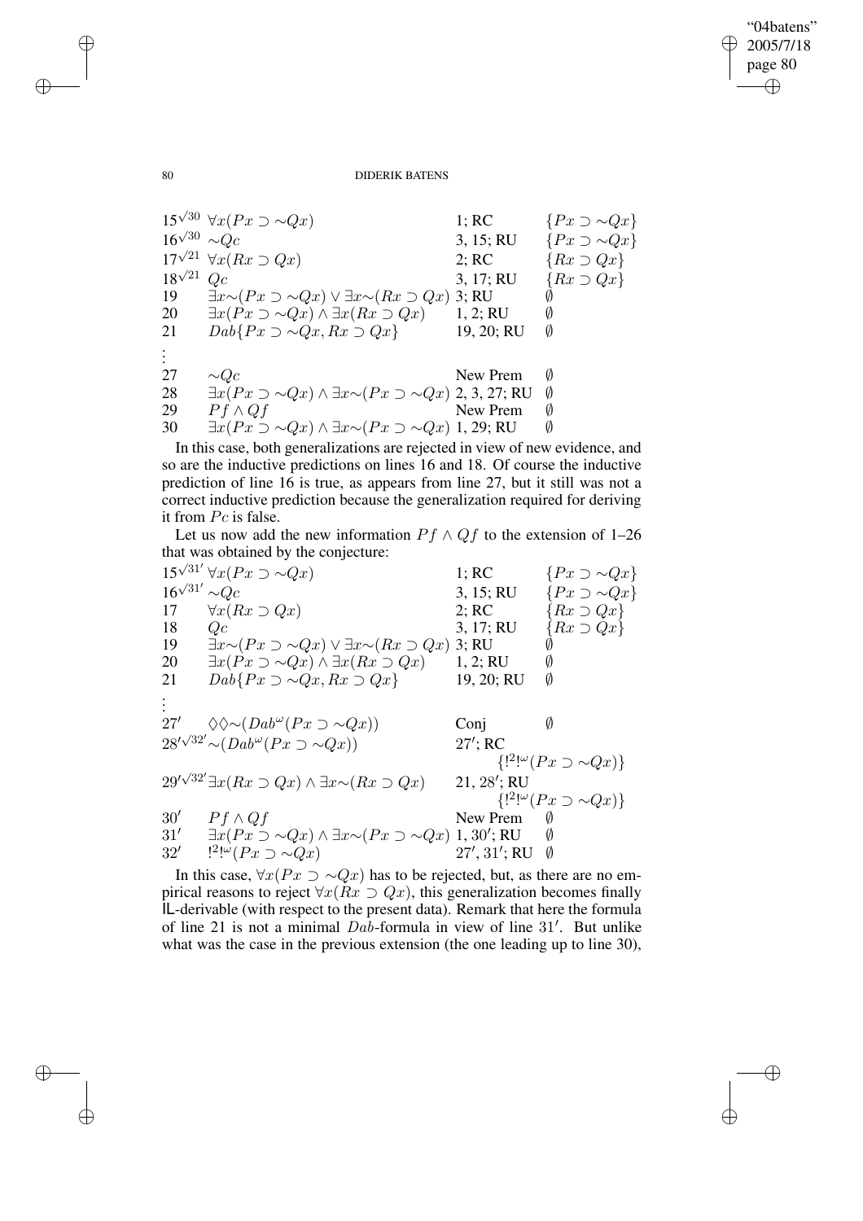| | | | |
|---|---|---|---|
| $15^{\surd 30}$ | $\forall x(Px \supset {\sim}Qx)$ | 1; RC | $\{Px \supset {\sim}Qx\}$ |
| $16^{\surd 30}$ | ${\sim}Qc$ | 3, 15; RU | $\{Px \supset {\sim}Qx\}$ |
| $17^{\surd 21}$ | $\forall x(Rx \supset Qx)$ | 2; RC | $\{Rx \supset Qx\}$ |
| $18^{\surd 21}$ | $Qc$ | 3, 17; RU | $\{Rx \supset Qx\}$ |
| 19 | $\exists x{\sim}(Px \supset {\sim}Qx) \vee \exists x{\sim}(Rx \supset Qx)$ | 3; RU | $\emptyset$ |
| 20 | $\exists x(Px \supset {\sim}Qx) \wedge \exists x(Rx \supset Qx)$ | 1, 2; RU | $\emptyset$ |
| 21 | $Dab\{Px \supset {\sim}Qx, Rx \supset Qx\}$ | 19, 20; RU | $\emptyset$ |
| ⋮ | | | |
| 27 | ${\sim}Qc$ | New Prem | $\emptyset$ |
| 28 | $\exists x(Px \supset {\sim}Qx) \wedge \exists x{\sim}(Px \supset {\sim}Qx)$ | 2, 3, 27; RU | $\emptyset$ |
| 29 | $Pf \wedge Qf$ | New Prem | $\emptyset$ |
| 30 | $\exists x(Px \supset {\sim}Qx) \wedge \exists x{\sim}(Px \supset {\sim}Qx)$ | 1, 29; RU | $\emptyset$ |

In this case, both generalizations are rejected in view of new evidence, and so are the inductive predictions on lines 16 and 18. Of course the inductive prediction of line 16 is true, as appears from line 27, but it still was not a correct inductive prediction because the generalization required for deriving it from $Pc$ is false.

Let us now add the new information $Pf \wedge Qf$ to the extension of 1–26 that was obtained by the conjecture:

| | | | |
|---|---|---|---|
| $15^{\surd 31'}$ | $\forall x(Px \supset {\sim}Qx)$ | 1; RC | $\{Px \supset {\sim}Qx\}$ |
| $16^{\surd 31'}$ | ${\sim}Qc$ | 3, 15; RU | $\{Px \supset {\sim}Qx\}$ |
| 17 | $\forall x(Rx \supset Qx)$ | 2; RC | $\{Rx \supset Qx\}$ |
| 18 | $Qc$ | 3, 17; RU | $\{Rx \supset Qx\}$ |
| 19 | $\exists x{\sim}(Px \supset {\sim}Qx) \vee \exists x{\sim}(Rx \supset Qx)$ | 3; RU | $\emptyset$ |
| 20 | $\exists x(Px \supset {\sim}Qx) \wedge \exists x(Rx \supset Qx)$ | 1, 2; RU | $\emptyset$ |
| 21 | $Dab\{Px \supset {\sim}Qx, Rx \supset Qx\}$ | 19, 20; RU | $\emptyset$ |
| ⋮ | | | |
| $27'$ | $\Diamond\Diamond{\sim}(Dab^{\omega}(Px \supset {\sim}Qx))$ | Conj | $\emptyset$ |
| $28'^{\surd 32'}$ | ${\sim}(Dab^{\omega}(Px \supset {\sim}Qx))$ | $27'$; RC | $\{!^2!^{\omega}(Px \supset {\sim}Qx)\}$ |
| $29'^{\surd 32'}$ | $\exists x(Rx \supset Qx) \wedge \exists x{\sim}(Rx \supset Qx)$ | 21, $28'$; RU | $\{!^2!^{\omega}(Px \supset {\sim}Qx)\}$ |
| $30'$ | $Pf \wedge Qf$ | New Prem | $\emptyset$ |
| $31'$ | $\exists x(Px \supset {\sim}Qx) \wedge \exists x{\sim}(Px \supset {\sim}Qx)$ | 1, $30'$; RU | $\emptyset$ |
| $32'$ | $!^2!^{\omega}(Px \supset {\sim}Qx)$ | $27'$, $31'$; RU | $\emptyset$ |

In this case, $\forall x(Px \supset {\sim}Qx)$ has to be rejected, but, as there are no empirical reasons to reject $\forall x(Rx \supset Qx)$, this generalization becomes finally IL-derivable (with respect to the present data). Remark that here the formula of line 21 is not a minimal $Dab$-formula in view of line $31'$. But unlike what was the case in the previous extension (the one leading up to line 30),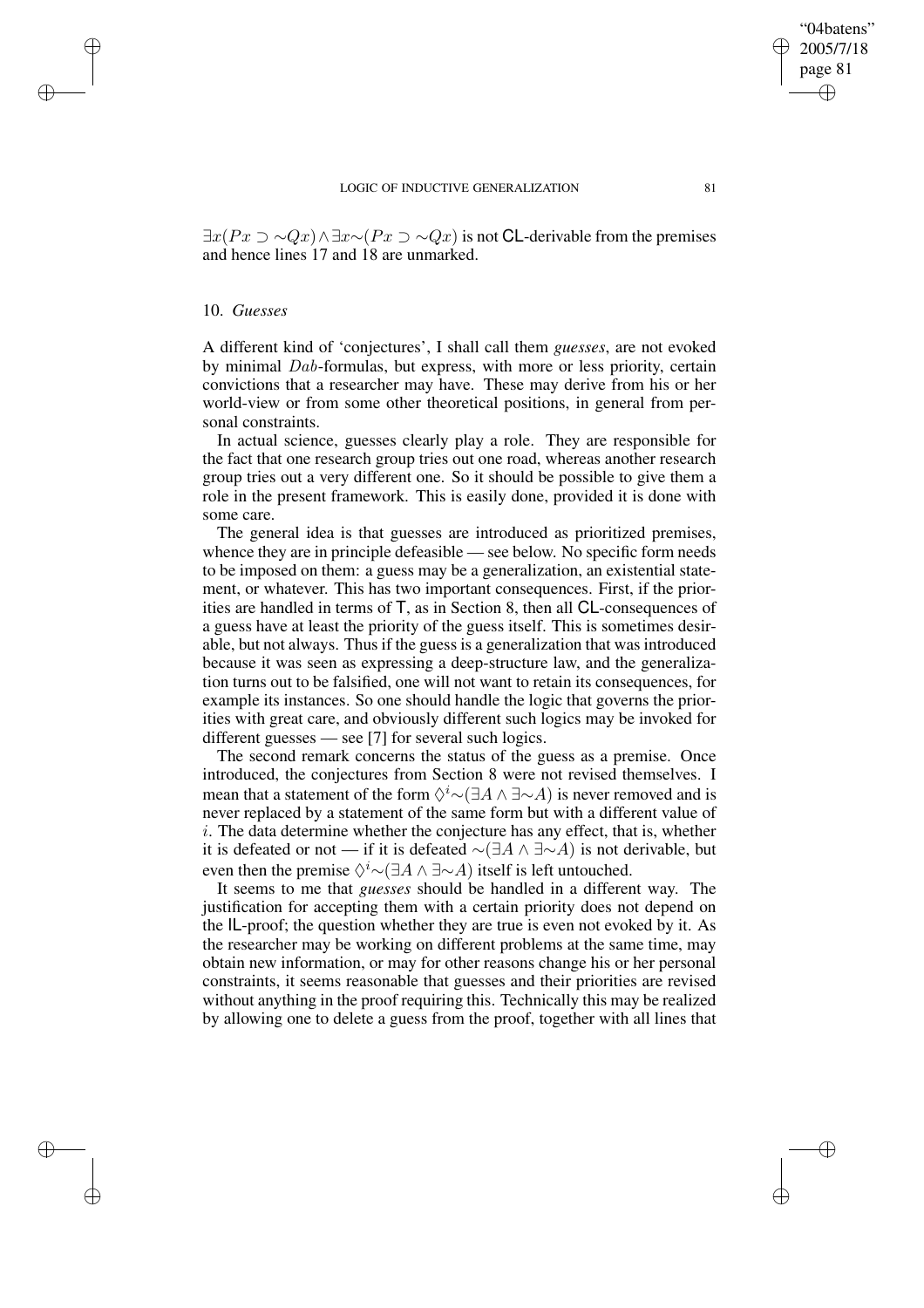$\exists x(Px \supset \sim Qx) \wedge \exists x \sim (Px \supset \sim Qx)$ is not **CL**-derivable from the premises and hence lines 17 and 18 are unmarked.

## 10. *Guesses*

A different kind of 'conjectures', I shall call them *guesses*, are not evoked by minimal $Dab$-formulas, but express, with more or less priority, certain convictions that a researcher may have. These may derive from his or her world-view or from some other theoretical positions, in general from personal constraints.

In actual science, guesses clearly play a role. They are responsible for the fact that one research group tries out one road, whereas another research group tries out a very different one. So it should be possible to give them a role in the present framework. This is easily done, provided it is done with some care.

The general idea is that guesses are introduced as prioritized premises, whence they are in principle defeasible — see below. No specific form needs to be imposed on them: a guess may be a generalization, an existential statement, or whatever. This has two important consequences. First, if the priorities are handled in terms of **T**, as in Section 8, then all **CL**-consequences of a guess have at least the priority of the guess itself. This is sometimes desirable, but not always. Thus if the guess is a generalization that was introduced because it was seen as expressing a deep-structure law, and the generalization turns out to be falsified, one will not want to retain its consequences, for example its instances. So one should handle the logic that governs the priorities with great care, and obviously different such logics may be invoked for different guesses — see [7] for several such logics.

The second remark concerns the status of the guess as a premise. Once introduced, the conjectures from Section 8 were not revised themselves. I mean that a statement of the form $\Diamond^i \sim(\exists A \wedge \exists \sim A)$ is never removed and is never replaced by a statement of the same form but with a different value of $i$. The data determine whether the conjecture has any effect, that is, whether it is defeated or not — if it is defeated $\sim(\exists A \wedge \exists \sim A)$ is not derivable, but even then the premise $\Diamond^i \sim(\exists A \wedge \exists \sim A)$ itself is left untouched.

It seems to me that *guesses* should be handled in a different way. The justification for accepting them with a certain priority does not depend on the **IL**-proof; the question whether they are true is even not evoked by it. As the researcher may be working on different problems at the same time, may obtain new information, or may for other reasons change his or her personal constraints, it seems reasonable that guesses and their priorities are revised without anything in the proof requiring this. Technically this may be realized by allowing one to delete a guess from the proof, together with all lines that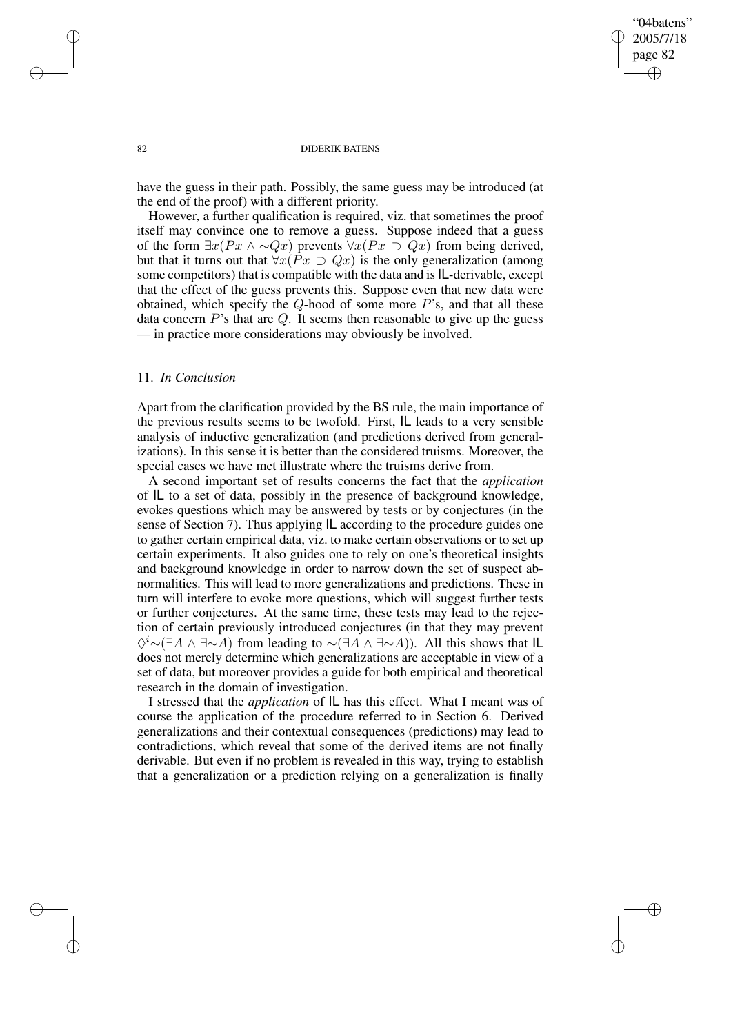have the guess in their path. Possibly, the same guess may be introduced (at the end of the proof) with a different priority.

However, a further qualification is required, viz. that sometimes the proof itself may convince one to remove a guess. Suppose indeed that a guess of the form $\exists x(Px \wedge \sim Qx)$ prevents $\forall x(Px \supset Qx)$ from being derived, but that it turns out that $\forall x(Px \supset Qx)$ is the only generalization (among some competitors) that is compatible with the data and is IL-derivable, except that the effect of the guess prevents this. Suppose even that new data were obtained, which specify the $Q$-hood of some more $P$'s, and that all these data concern $P$'s that are $Q$. It seems then reasonable to give up the guess — in practice more considerations may obviously be involved.

## 11. *In Conclusion*

Apart from the clarification provided by the BS rule, the main importance of the previous results seems to be twofold. First, IL leads to a very sensible analysis of inductive generalization (and predictions derived from generalizations). In this sense it is better than the considered truisms. Moreover, the special cases we have met illustrate where the truisms derive from.

A second important set of results concerns the fact that the *application* of IL to a set of data, possibly in the presence of background knowledge, evokes questions which may be answered by tests or by conjectures (in the sense of Section 7). Thus applying IL according to the procedure guides one to gather certain empirical data, viz. to make certain observations or to set up certain experiments. It also guides one to rely on one's theoretical insights and background knowledge in order to narrow down the set of suspect abnormalities. This will lead to more generalizations and predictions. These in turn will interfere to evoke more questions, which will suggest further tests or further conjectures. At the same time, these tests may lead to the rejection of certain previously introduced conjectures (in that they may prevent $\Diamond^i{\sim}(\exists A \wedge \exists{\sim}A)$ from leading to ${\sim}(\exists A \wedge \exists{\sim}A)$). All this shows that IL does not merely determine which generalizations are acceptable in view of a set of data, but moreover provides a guide for both empirical and theoretical research in the domain of investigation.

I stressed that the *application* of IL has this effect. What I meant was of course the application of the procedure referred to in Section 6. Derived generalizations and their contextual consequences (predictions) may lead to contradictions, which reveal that some of the derived items are not finally derivable. But even if no problem is revealed in this way, trying to establish that a generalization or a prediction relying on a generalization is finally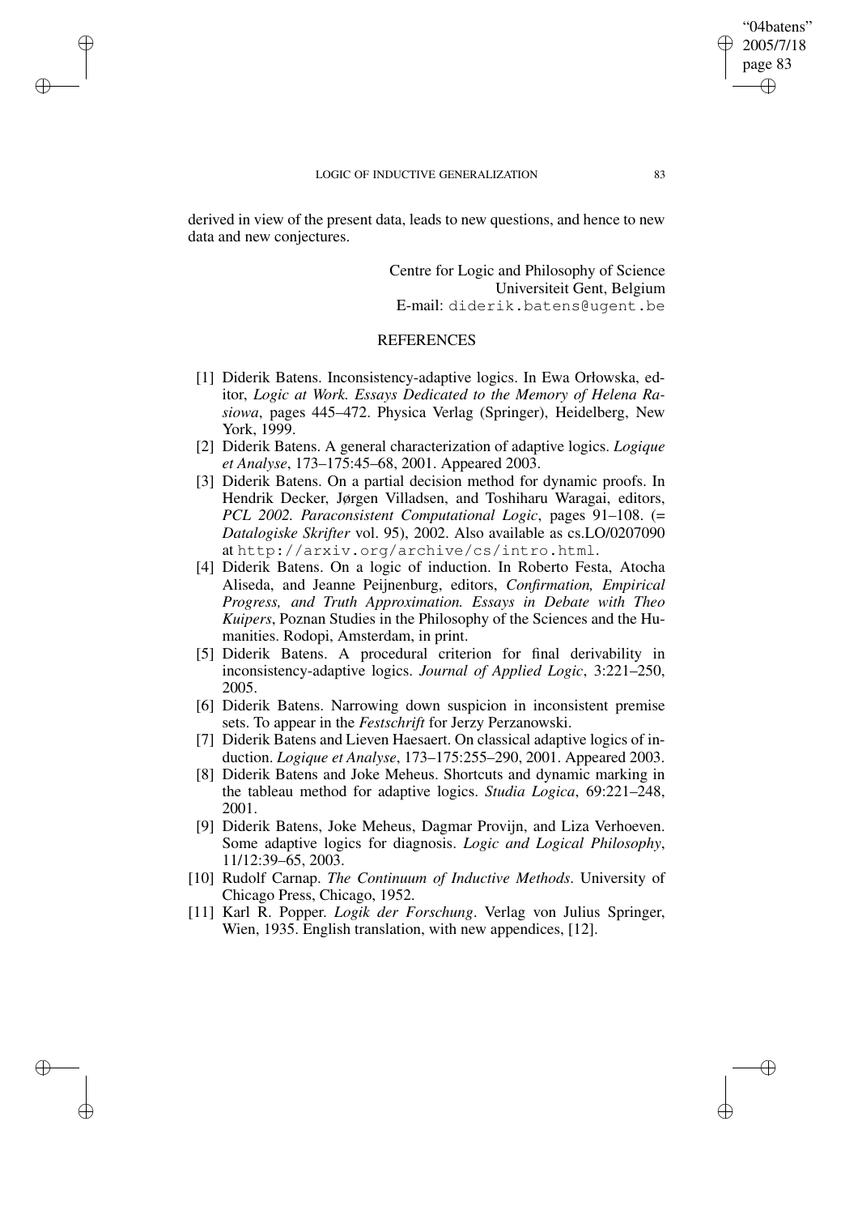derived in view of the present data, leads to new questions, and hence to new data and new conjectures.

Centre for Logic and Philosophy of Science
Universiteit Gent, Belgium
E-mail: diderik.batens@ugent.be

## REFERENCES

[1] Diderik Batens. Inconsistency-adaptive logics. In Ewa Orłowska, editor, *Logic at Work. Essays Dedicated to the Memory of Helena Rasiowa*, pages 445–472. Physica Verlag (Springer), Heidelberg, New York, 1999.

[2] Diderik Batens. A general characterization of adaptive logics. *Logique et Analyse*, 173–175:45–68, 2001. Appeared 2003.

[3] Diderik Batens. On a partial decision method for dynamic proofs. In Hendrik Decker, Jørgen Villadsen, and Toshiharu Waragai, editors, *PCL 2002. Paraconsistent Computational Logic*, pages 91–108. (= *Datalogiske Skrifter* vol. 95), 2002. Also available as cs.LO/0207090 at http://arxiv.org/archive/cs/intro.html.

[4] Diderik Batens. On a logic of induction. In Roberto Festa, Atocha Aliseda, and Jeanne Peijnenburg, editors, *Confirmation, Empirical Progress, and Truth Approximation. Essays in Debate with Theo Kuipers*, Poznan Studies in the Philosophy of the Sciences and the Humanities. Rodopi, Amsterdam, in print.

[5] Diderik Batens. A procedural criterion for final derivability in inconsistency-adaptive logics. *Journal of Applied Logic*, 3:221–250, 2005.

[6] Diderik Batens. Narrowing down suspicion in inconsistent premise sets. To appear in the *Festschrift* for Jerzy Perzanowski.

[7] Diderik Batens and Lieven Haesaert. On classical adaptive logics of induction. *Logique et Analyse*, 173–175:255–290, 2001. Appeared 2003.

[8] Diderik Batens and Joke Meheus. Shortcuts and dynamic marking in the tableau method for adaptive logics. *Studia Logica*, 69:221–248, 2001.

[9] Diderik Batens, Joke Meheus, Dagmar Provijn, and Liza Verhoeven. Some adaptive logics for diagnosis. *Logic and Logical Philosophy*, 11/12:39–65, 2003.

[10] Rudolf Carnap. *The Continuum of Inductive Methods*. University of Chicago Press, Chicago, 1952.

[11] Karl R. Popper. *Logik der Forschung*. Verlag von Julius Springer, Wien, 1935. English translation, with new appendices, [12].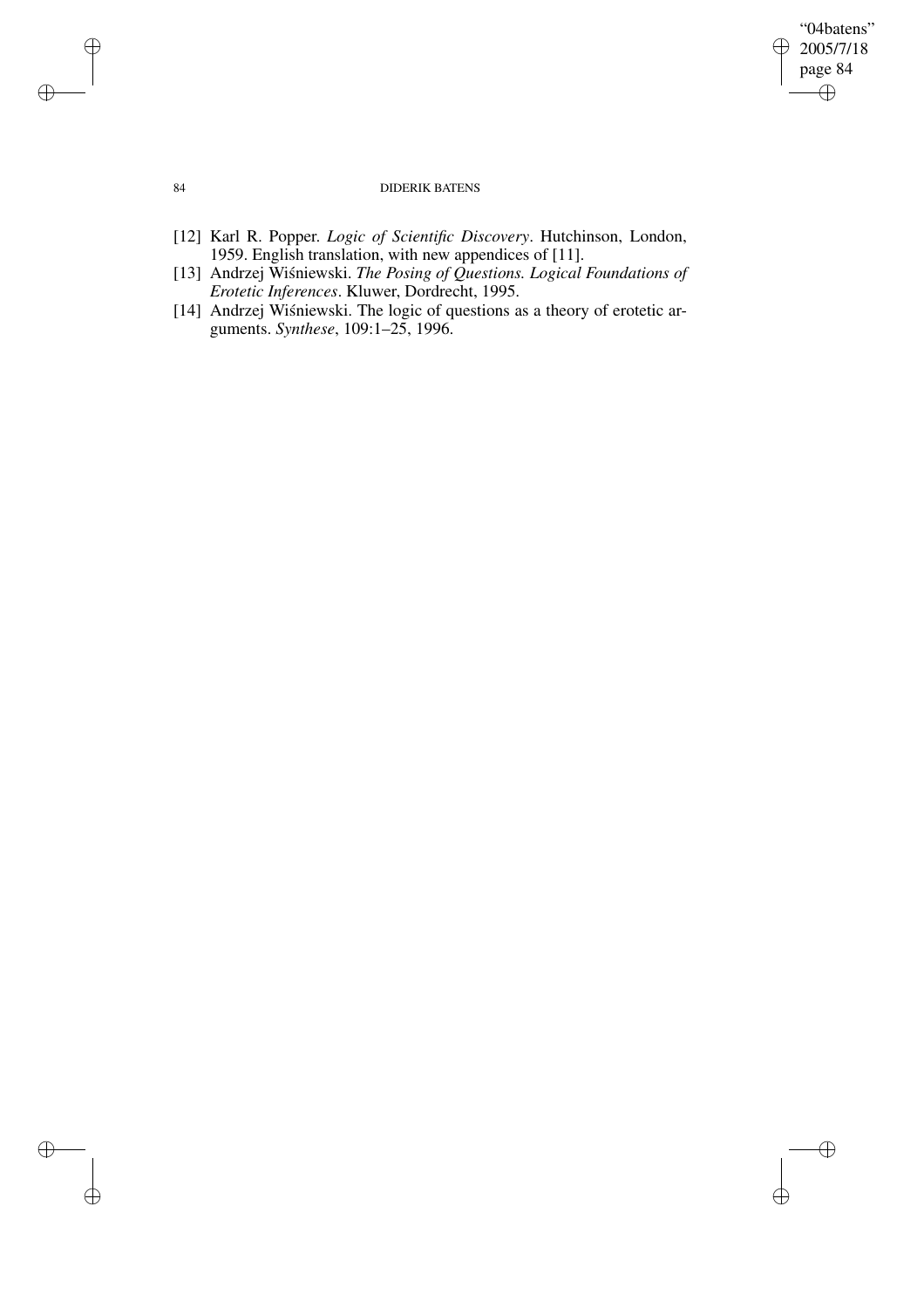[12] Karl R. Popper. *Logic of Scientific Discovery*. Hutchinson, London, 1959. English translation, with new appendices of [11].

[13] Andrzej Wiśniewski. *The Posing of Questions. Logical Foundations of Erotetic Inferences*. Kluwer, Dordrecht, 1995.

[14] Andrzej Wiśniewski. The logic of questions as a theory of erotetic arguments. *Synthese*, 109:1–25, 1996.